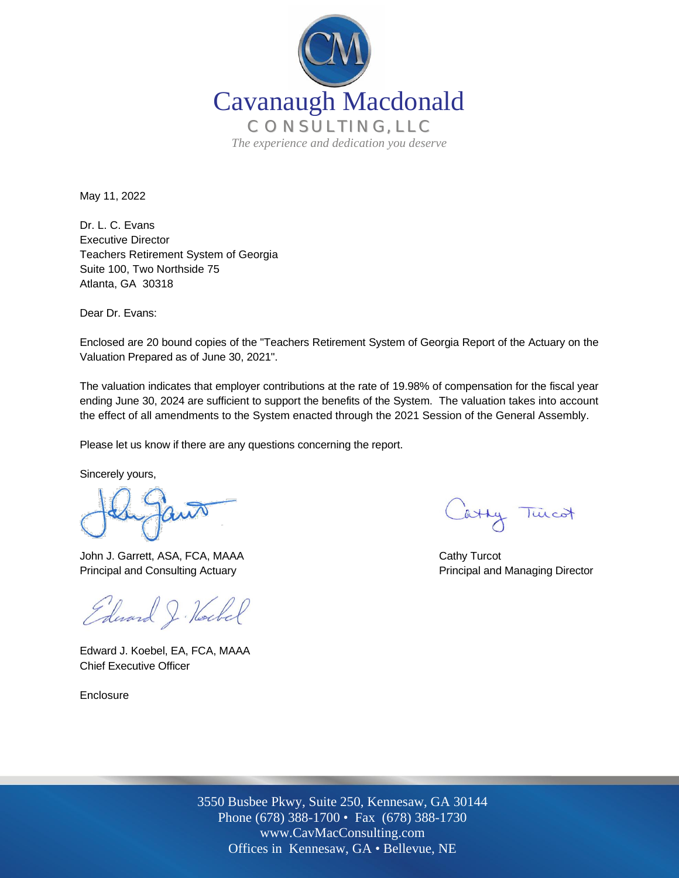Cavanaugh Macdonald

CONSULTING, LLC

*The experience and dedication you deserve*

May 11, 2022

Dr. L. C. Evans
Executive Director
Teachers Retirement System of Georgia
Suite 100, Two Northside 75
Atlanta, GA 30318

Dear Dr. Evans:

Enclosed are 20 bound copies of the "Teachers Retirement System of Georgia Report of the Actuary on the Valuation Prepared as of June 30, 2021".

The valuation indicates that employer contributions at the rate of 19.98% of compensation for the fiscal year ending June 30, 2024 are sufficient to support the benefits of the System. The valuation takes into account the effect of all amendments to the System enacted through the 2021 Session of the General Assembly.

Please let us know if there are any questions concerning the report.

Sincerely yours,

John J. Garrett, ASA, FCA, MAAA
Principal and Consulting Actuary

Cathy Turcot
Principal and Managing Director

Edward J. Koebel, EA, FCA, MAAA
Chief Executive Officer

Enclosure

3550 Busbee Pkwy, Suite 250, Kennesaw, GA 30144
Phone (678) 388-1700 • Fax (678) 388-1730
www.CavMacConsulting.com
Offices in Kennesaw, GA • Bellevue, NE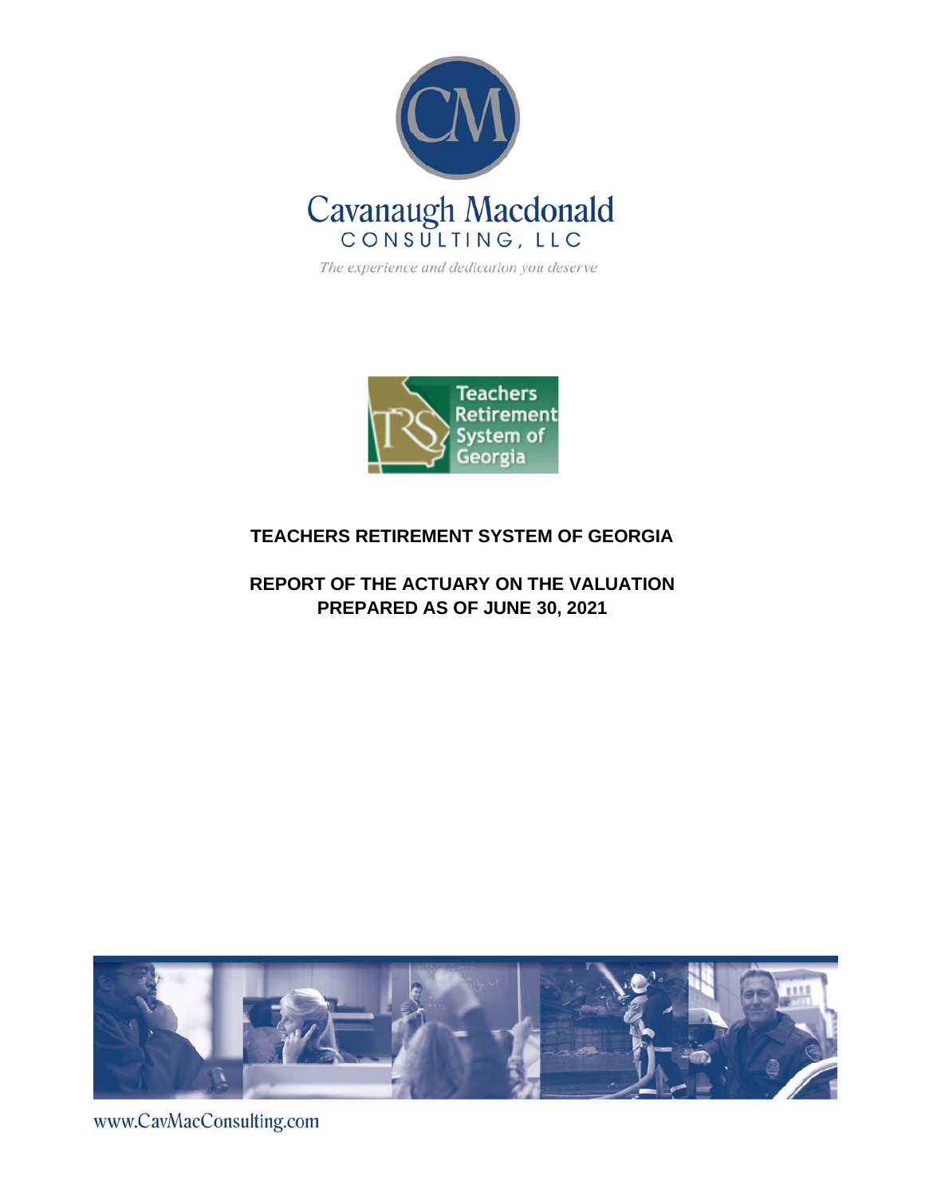Cavanaugh Macdonald

CONSULTING, LLC

*The experience and dedication you deserve*

Teachers Retirement System of Georgia

# TEACHERS RETIREMENT SYSTEM OF GEORGIA

## REPORT OF THE ACTUARY ON THE VALUATION PREPARED AS OF JUNE 30, 2021

www.CavMacConsulting.com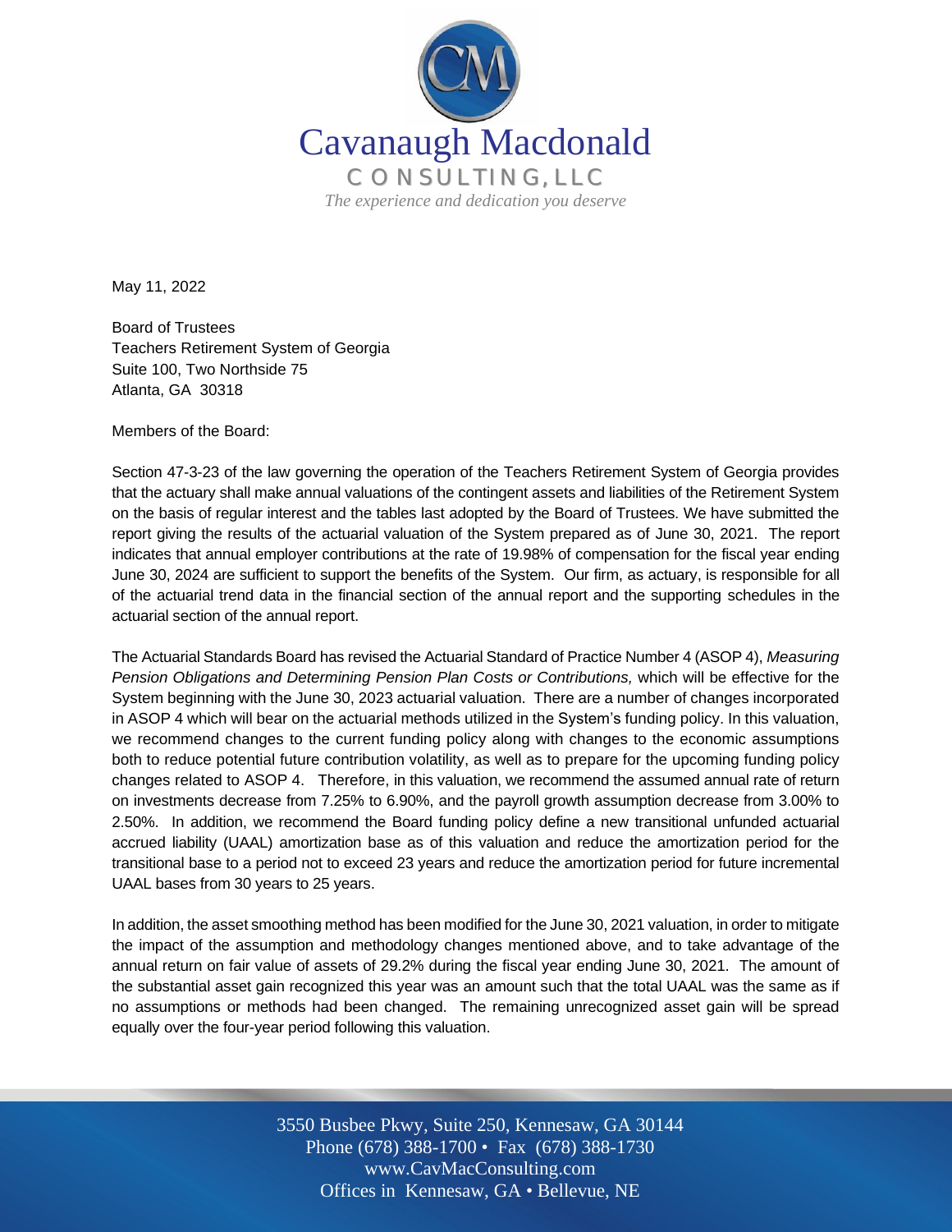Cavanaugh Macdonald

CONSULTING, LLC

*The experience and dedication you deserve*

May 11, 2022

Board of Trustees
Teachers Retirement System of Georgia
Suite 100, Two Northside 75
Atlanta, GA 30318

Members of the Board:

Section 47-3-23 of the law governing the operation of the Teachers Retirement System of Georgia provides that the actuary shall make annual valuations of the contingent assets and liabilities of the Retirement System on the basis of regular interest and the tables last adopted by the Board of Trustees. We have submitted the report giving the results of the actuarial valuation of the System prepared as of June 30, 2021. The report indicates that annual employer contributions at the rate of 19.98% of compensation for the fiscal year ending June 30, 2024 are sufficient to support the benefits of the System. Our firm, as actuary, is responsible for all of the actuarial trend data in the financial section of the annual report and the supporting schedules in the actuarial section of the annual report.

The Actuarial Standards Board has revised the Actuarial Standard of Practice Number 4 (ASOP 4), *Measuring Pension Obligations and Determining Pension Plan Costs or Contributions,* which will be effective for the System beginning with the June 30, 2023 actuarial valuation. There are a number of changes incorporated in ASOP 4 which will bear on the actuarial methods utilized in the System's funding policy. In this valuation, we recommend changes to the current funding policy along with changes to the economic assumptions both to reduce potential future contribution volatility, as well as to prepare for the upcoming funding policy changes related to ASOP 4. Therefore, in this valuation, we recommend the assumed annual rate of return on investments decrease from 7.25% to 6.90%, and the payroll growth assumption decrease from 3.00% to 2.50%. In addition, we recommend the Board funding policy define a new transitional unfunded actuarial accrued liability (UAAL) amortization base as of this valuation and reduce the amortization period for the transitional base to a period not to exceed 23 years and reduce the amortization period for future incremental UAAL bases from 30 years to 25 years.

In addition, the asset smoothing method has been modified for the June 30, 2021 valuation, in order to mitigate the impact of the assumption and methodology changes mentioned above, and to take advantage of the annual return on fair value of assets of 29.2% during the fiscal year ending June 30, 2021. The amount of the substantial asset gain recognized this year was an amount such that the total UAAL was the same as if no assumptions or methods had been changed. The remaining unrecognized asset gain will be spread equally over the four-year period following this valuation.

3550 Busbee Pkwy, Suite 250, Kennesaw, GA 30144
Phone (678) 388-1700 • Fax (678) 388-1730
www.CavMacConsulting.com
Offices in Kennesaw, GA • Bellevue, NE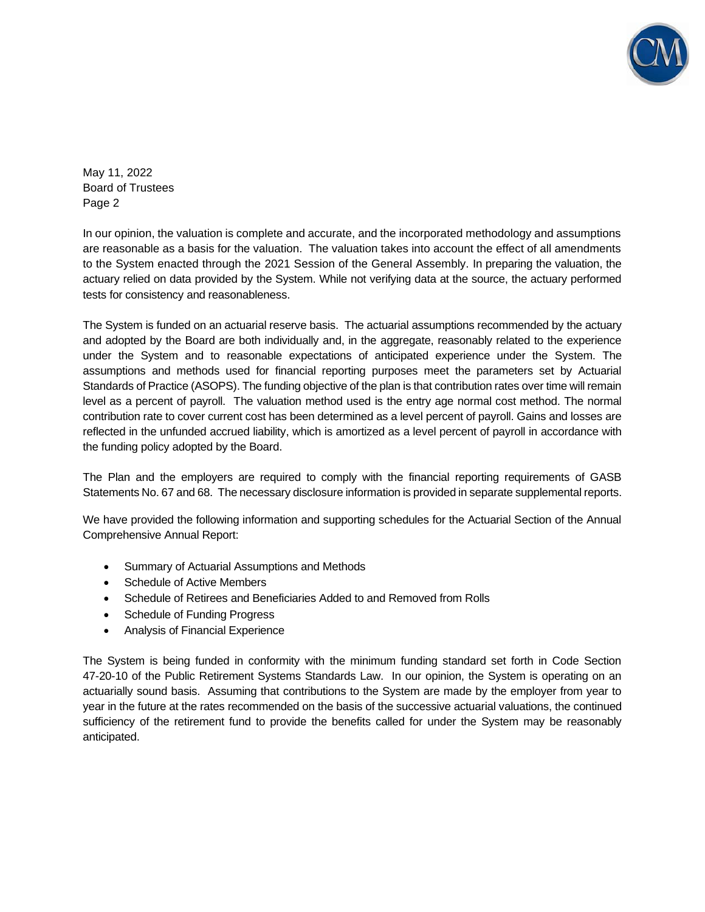May 11, 2022
Board of Trustees
Page 2

In our opinion, the valuation is complete and accurate, and the incorporated methodology and assumptions are reasonable as a basis for the valuation. The valuation takes into account the effect of all amendments to the System enacted through the 2021 Session of the General Assembly. In preparing the valuation, the actuary relied on data provided by the System. While not verifying data at the source, the actuary performed tests for consistency and reasonableness.

The System is funded on an actuarial reserve basis. The actuarial assumptions recommended by the actuary and adopted by the Board are both individually and, in the aggregate, reasonably related to the experience under the System and to reasonable expectations of anticipated experience under the System. The assumptions and methods used for financial reporting purposes meet the parameters set by Actuarial Standards of Practice (ASOPS). The funding objective of the plan is that contribution rates over time will remain level as a percent of payroll. The valuation method used is the entry age normal cost method. The normal contribution rate to cover current cost has been determined as a level percent of payroll. Gains and losses are reflected in the unfunded accrued liability, which is amortized as a level percent of payroll in accordance with the funding policy adopted by the Board.

The Plan and the employers are required to comply with the financial reporting requirements of GASB Statements No. 67 and 68. The necessary disclosure information is provided in separate supplemental reports.

We have provided the following information and supporting schedules for the Actuarial Section of the Annual Comprehensive Annual Report:

- Summary of Actuarial Assumptions and Methods
- Schedule of Active Members
- Schedule of Retirees and Beneficiaries Added to and Removed from Rolls
- Schedule of Funding Progress
- Analysis of Financial Experience

The System is being funded in conformity with the minimum funding standard set forth in Code Section 47-20-10 of the Public Retirement Systems Standards Law. In our opinion, the System is operating on an actuarially sound basis. Assuming that contributions to the System are made by the employer from year to year in the future at the rates recommended on the basis of the successive actuarial valuations, the continued sufficiency of the retirement fund to provide the benefits called for under the System may be reasonably anticipated.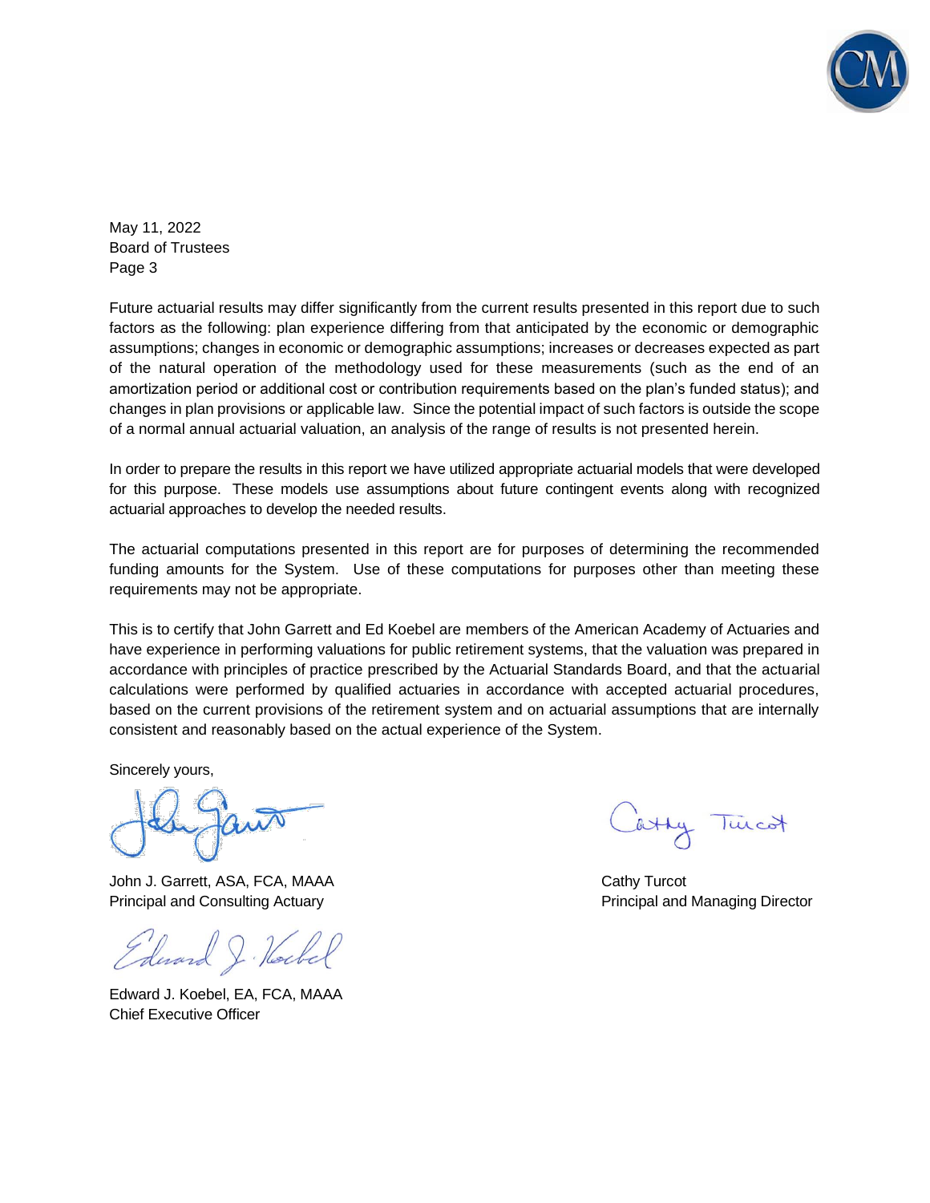May 11, 2022
Board of Trustees
Page 3

Future actuarial results may differ significantly from the current results presented in this report due to such factors as the following: plan experience differing from that anticipated by the economic or demographic assumptions; changes in economic or demographic assumptions; increases or decreases expected as part of the natural operation of the methodology used for these measurements (such as the end of an amortization period or additional cost or contribution requirements based on the plan's funded status); and changes in plan provisions or applicable law. Since the potential impact of such factors is outside the scope of a normal annual actuarial valuation, an analysis of the range of results is not presented herein.

In order to prepare the results in this report we have utilized appropriate actuarial models that were developed for this purpose. These models use assumptions about future contingent events along with recognized actuarial approaches to develop the needed results.

The actuarial computations presented in this report are for purposes of determining the recommended funding amounts for the System. Use of these computations for purposes other than meeting these requirements may not be appropriate.

This is to certify that John Garrett and Ed Koebel are members of the American Academy of Actuaries and have experience in performing valuations for public retirement systems, that the valuation was prepared in accordance with principles of practice prescribed by the Actuarial Standards Board, and that the actuarial calculations were performed by qualified actuaries in accordance with accepted actuarial procedures, based on the current provisions of the retirement system and on actuarial assumptions that are internally consistent and reasonably based on the actual experience of the System.

Sincerely yours,

John J. Garrett, ASA, FCA, MAAA
Principal and Consulting Actuary

Cathy Turcot
Principal and Managing Director

Edward J. Koebel, EA, FCA, MAAA
Chief Executive Officer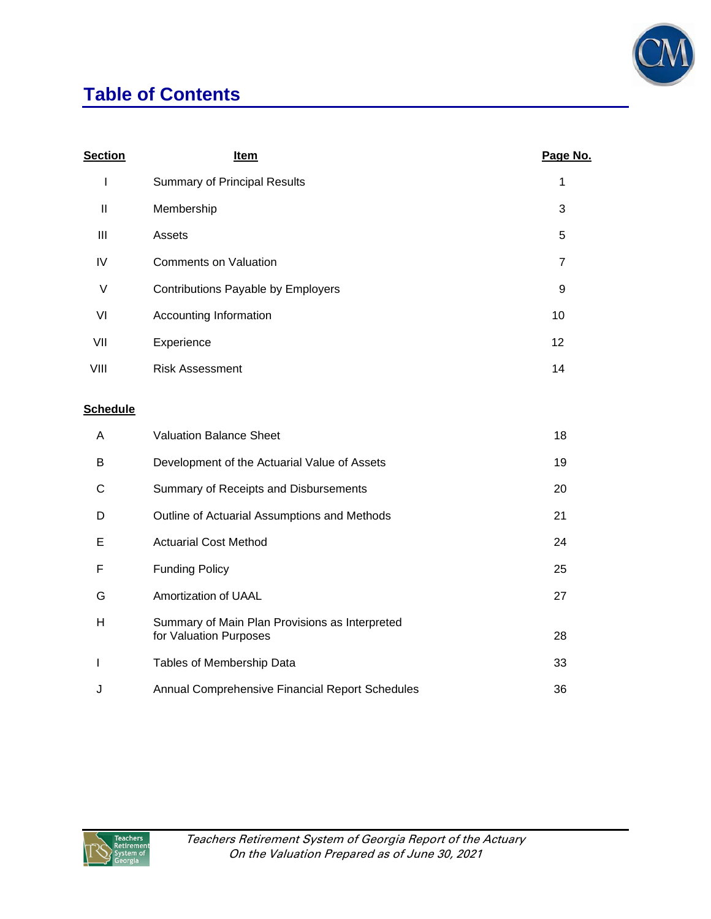# Table of Contents

| Section | Item | Page No. |
|---|---|---|
| I | Summary of Principal Results | 1 |
| II | Membership | 3 |
| III | Assets | 5 |
| IV | Comments on Valuation | 7 |
| V | Contributions Payable by Employers | 9 |
| VI | Accounting Information | 10 |
| VII | Experience | 12 |
| VIII | Risk Assessment | 14 |

| Schedule | Item | Page No. |
|---|---|---|
| A | Valuation Balance Sheet | 18 |
| B | Development of the Actuarial Value of Assets | 19 |
| C | Summary of Receipts and Disbursements | 20 |
| D | Outline of Actuarial Assumptions and Methods | 21 |
| E | Actuarial Cost Method | 24 |
| F | Funding Policy | 25 |
| G | Amortization of UAAL | 27 |
| H | Summary of Main Plan Provisions as Interpreted for Valuation Purposes | 28 |
| I | Tables of Membership Data | 33 |
| J | Annual Comprehensive Financial Report Schedules | 36 |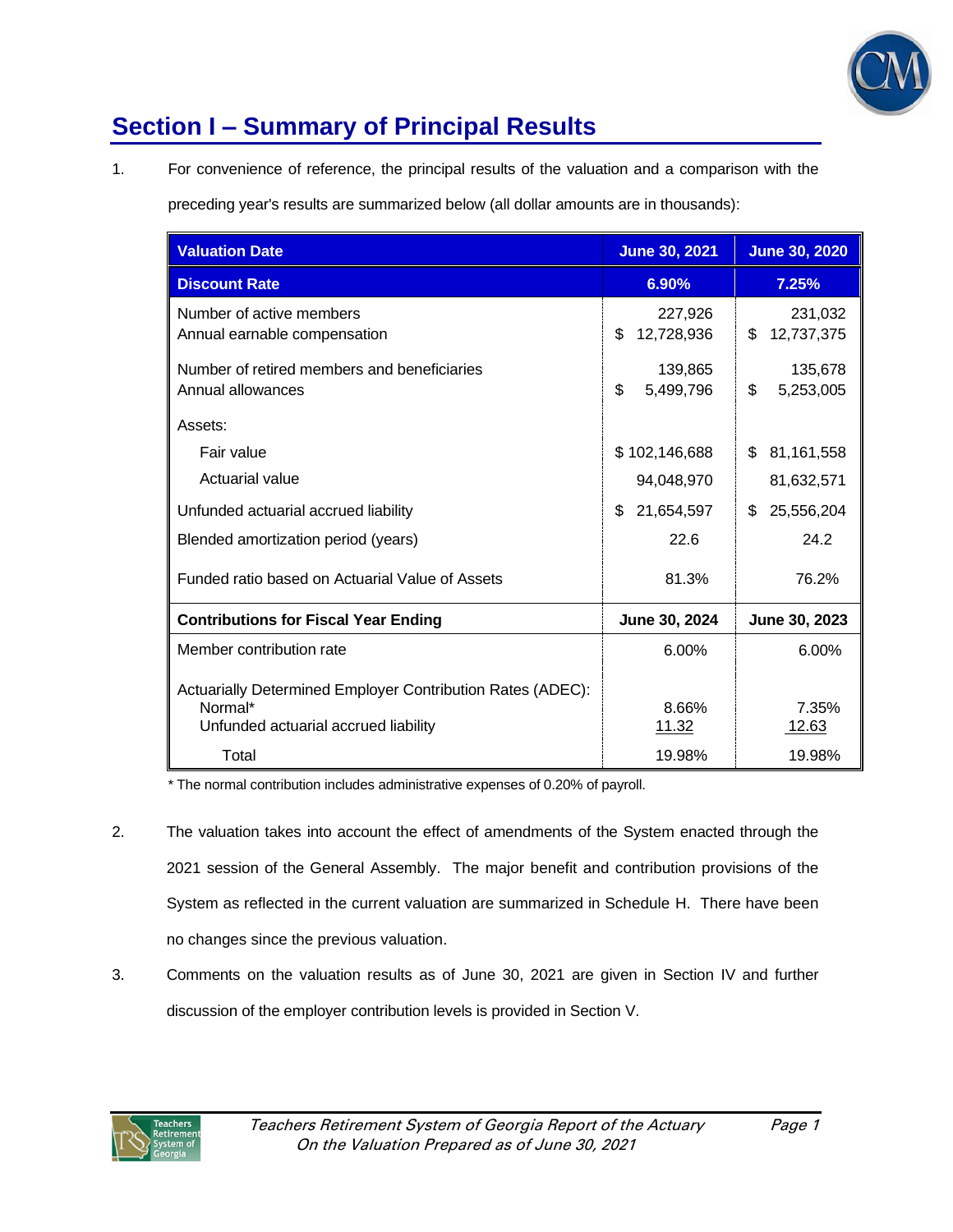# Section I – Summary of Principal Results

1. For convenience of reference, the principal results of the valuation and a comparison with the preceding year's results are summarized below (all dollar amounts are in thousands):

| Valuation Date | June 30, 2021 | June 30, 2020 |
|---|---|---|
| **Discount Rate** | **6.90%** | **7.25%** |
| Number of active members | 227,926 | 231,032 |
| Annual earnable compensation | $ 12,728,936 | $ 12,737,375 |
| Number of retired members and beneficiaries | 139,865 | 135,678 |
| Annual allowances | $ 5,499,796 | $ 5,253,005 |
| Assets: | | |
| Fair value | $ 102,146,688 | $ 81,161,558 |
| Actuarial value | 94,048,970 | 81,632,571 |
| Unfunded actuarial accrued liability | $ 21,654,597 | $ 25,556,204 |
| Blended amortization period (years) | 22.6 | 24.2 |
| Funded ratio based on Actuarial Value of Assets | 81.3% | 76.2% |
| **Contributions for Fiscal Year Ending** | **June 30, 2024** | **June 30, 2023** |
| Member contribution rate | 6.00% | 6.00% |
| Actuarially Determined Employer Contribution Rates (ADEC): | | |
| Normal* | 8.66% | 7.35% |
| Unfunded actuarial accrued liability | 11.32 | 12.63 |
| Total | 19.98% | 19.98% |

\* The normal contribution includes administrative expenses of 0.20% of payroll.

2. The valuation takes into account the effect of amendments of the System enacted through the 2021 session of the General Assembly. The major benefit and contribution provisions of the System as reflected in the current valuation are summarized in Schedule H. There have been no changes since the previous valuation.

3. Comments on the valuation results as of June 30, 2021 are given in Section IV and further discussion of the employer contribution levels is provided in Section V.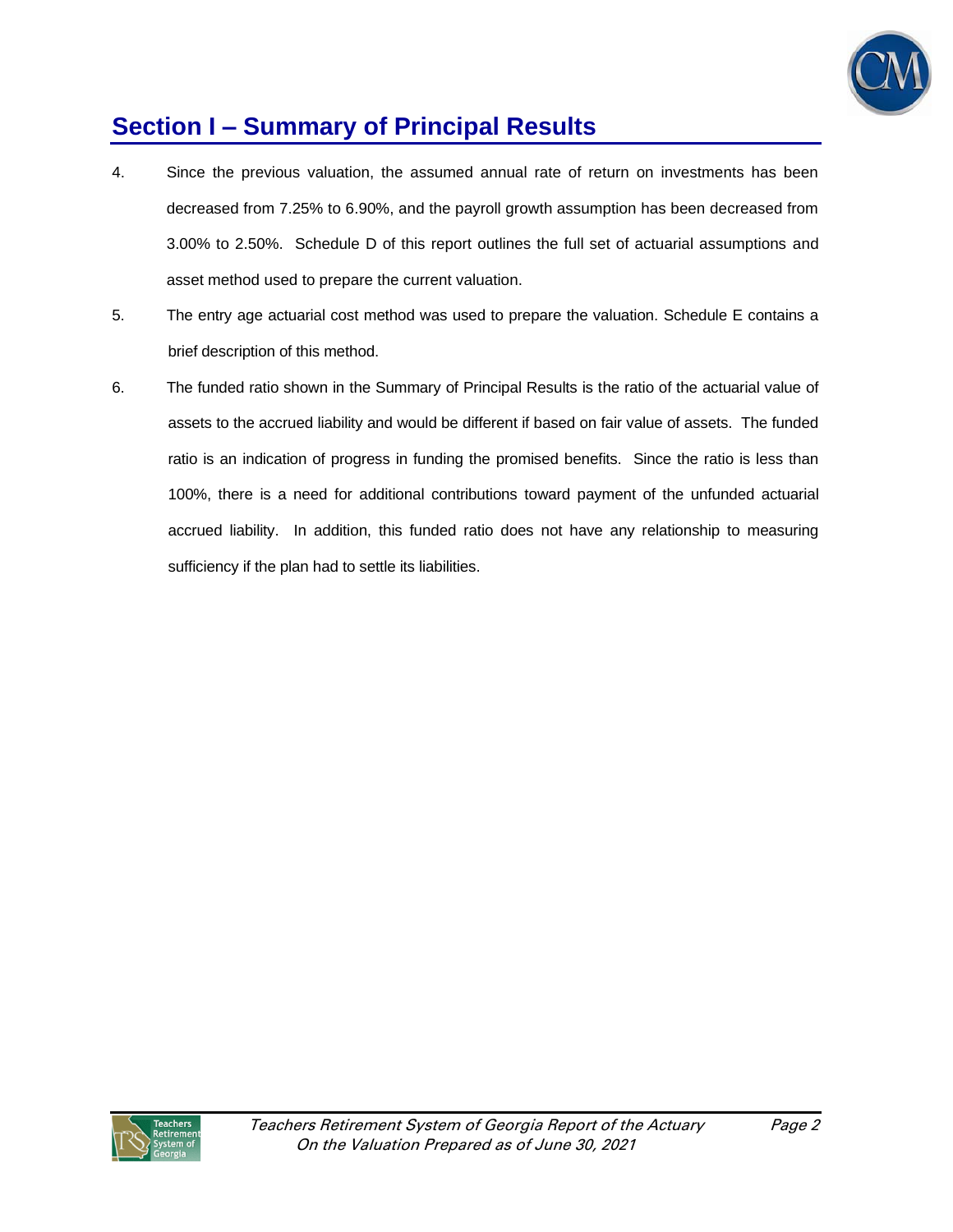## Section I – Summary of Principal Results

4. Since the previous valuation, the assumed annual rate of return on investments has been decreased from 7.25% to 6.90%, and the payroll growth assumption has been decreased from 3.00% to 2.50%. Schedule D of this report outlines the full set of actuarial assumptions and asset method used to prepare the current valuation.

5. The entry age actuarial cost method was used to prepare the valuation. Schedule E contains a brief description of this method.

6. The funded ratio shown in the Summary of Principal Results is the ratio of the actuarial value of assets to the accrued liability and would be different if based on fair value of assets. The funded ratio is an indication of progress in funding the promised benefits. Since the ratio is less than 100%, there is a need for additional contributions toward payment of the unfunded actuarial accrued liability. In addition, this funded ratio does not have any relationship to measuring sufficiency if the plan had to settle its liabilities.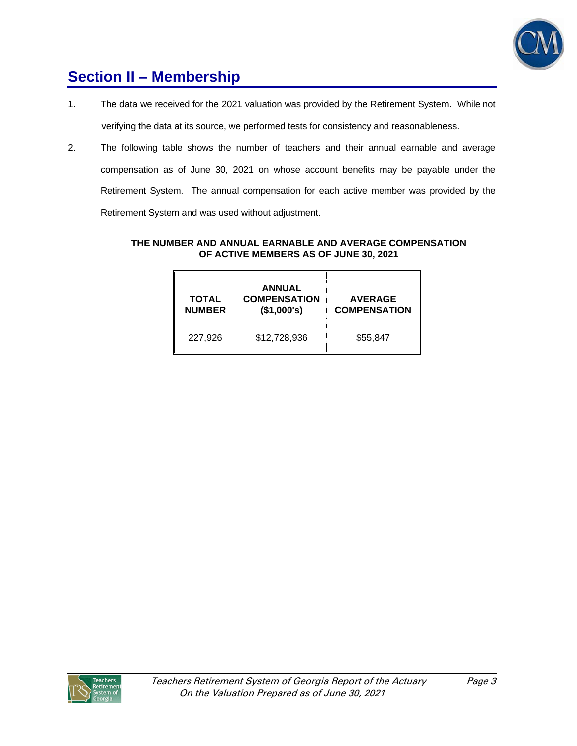## Section II – Membership

1. The data we received for the 2021 valuation was provided by the Retirement System. While not verifying the data at its source, we performed tests for consistency and reasonableness.

2. The following table shows the number of teachers and their annual earnable and average compensation as of June 30, 2021 on whose account benefits may be payable under the Retirement System. The annual compensation for each active member was provided by the Retirement System and was used without adjustment.

**THE NUMBER AND ANNUAL EARNABLE AND AVERAGE COMPENSATION OF ACTIVE MEMBERS AS OF JUNE 30, 2021**

| TOTAL NUMBER | ANNUAL COMPENSATION ($1,000's) | AVERAGE COMPENSATION |
|---|---|---|
| 227,926 | $12,728,936 | $55,847 |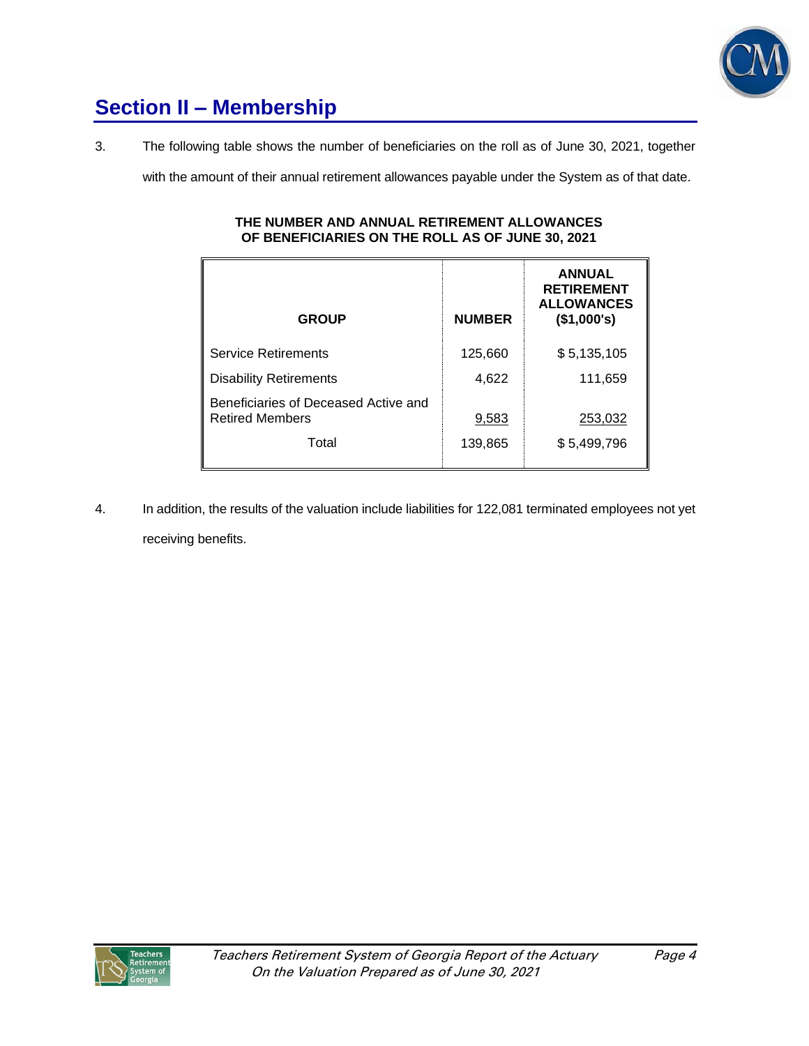## Section II – Membership

3. The following table shows the number of beneficiaries on the roll as of June 30, 2021, together with the amount of their annual retirement allowances payable under the System as of that date.

**THE NUMBER AND ANNUAL RETIREMENT ALLOWANCES OF BENEFICIARIES ON THE ROLL AS OF JUNE 30, 2021**

| GROUP | NUMBER | ANNUAL RETIREMENT ALLOWANCES ($1,000's) |
|---|---|---|
| Service Retirements | 125,660 | $ 5,135,105 |
| Disability Retirements | 4,622 | 111,659 |
| Beneficiaries of Deceased Active and Retired Members | 9,583 | 253,032 |
| Total | 139,865 | $ 5,499,796 |

4. In addition, the results of the valuation include liabilities for 122,081 terminated employees not yet receiving benefits.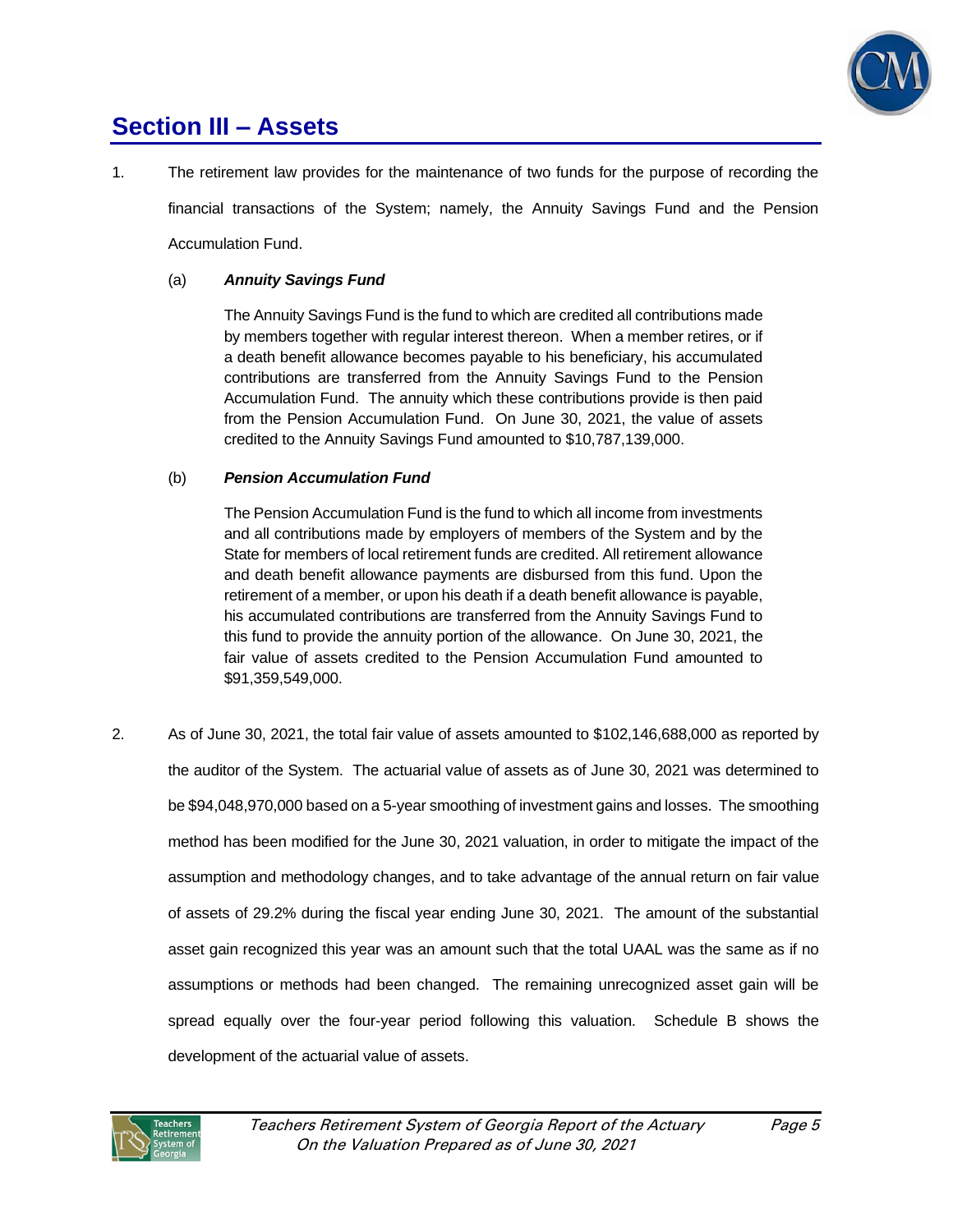## Section III – Assets

1. The retirement law provides for the maintenance of two funds for the purpose of recording the financial transactions of the System; namely, the Annuity Savings Fund and the Pension Accumulation Fund.

   (a) ***Annuity Savings Fund***

   The Annuity Savings Fund is the fund to which are credited all contributions made by members together with regular interest thereon. When a member retires, or if a death benefit allowance becomes payable to his beneficiary, his accumulated contributions are transferred from the Annuity Savings Fund to the Pension Accumulation Fund. The annuity which these contributions provide is then paid from the Pension Accumulation Fund. On June 30, 2021, the value of assets credited to the Annuity Savings Fund amounted to $10,787,139,000.

   (b) ***Pension Accumulation Fund***

   The Pension Accumulation Fund is the fund to which all income from investments and all contributions made by employers of members of the System and by the State for members of local retirement funds are credited. All retirement allowance and death benefit allowance payments are disbursed from this fund. Upon the retirement of a member, or upon his death if a death benefit allowance is payable, his accumulated contributions are transferred from the Annuity Savings Fund to this fund to provide the annuity portion of the allowance. On June 30, 2021, the fair value of assets credited to the Pension Accumulation Fund amounted to $91,359,549,000.

2. As of June 30, 2021, the total fair value of assets amounted to $102,146,688,000 as reported by the auditor of the System. The actuarial value of assets as of June 30, 2021 was determined to be $94,048,970,000 based on a 5-year smoothing of investment gains and losses. The smoothing method has been modified for the June 30, 2021 valuation, in order to mitigate the impact of the assumption and methodology changes, and to take advantage of the annual return on fair value of assets of 29.2% during the fiscal year ending June 30, 2021. The amount of the substantial asset gain recognized this year was an amount such that the total UAAL was the same as if no assumptions or methods had been changed. The remaining unrecognized asset gain will be spread equally over the four-year period following this valuation. Schedule B shows the development of the actuarial value of assets.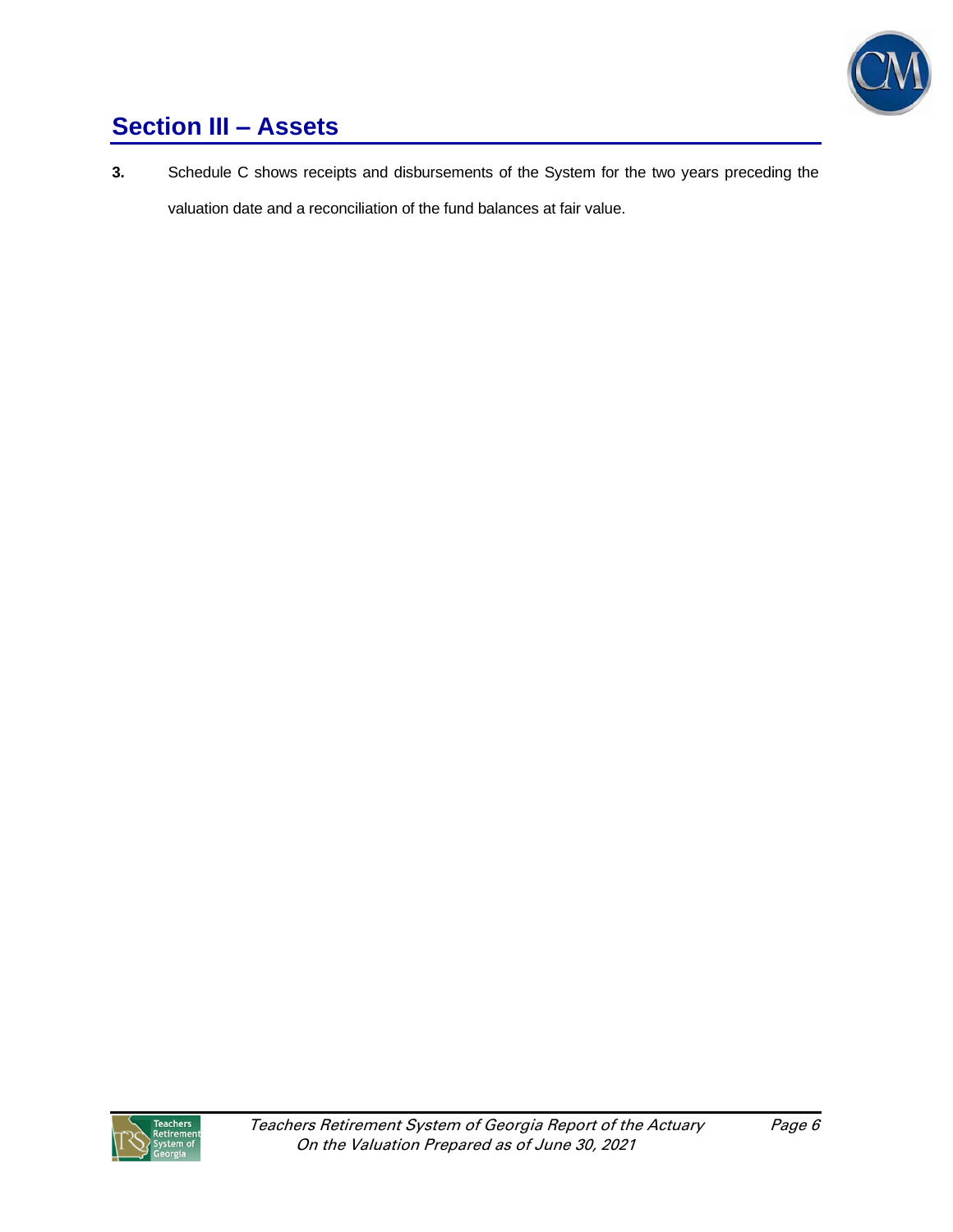## Section III – Assets

**3.** Schedule C shows receipts and disbursements of the System for the two years preceding the valuation date and a reconciliation of the fund balances at fair value.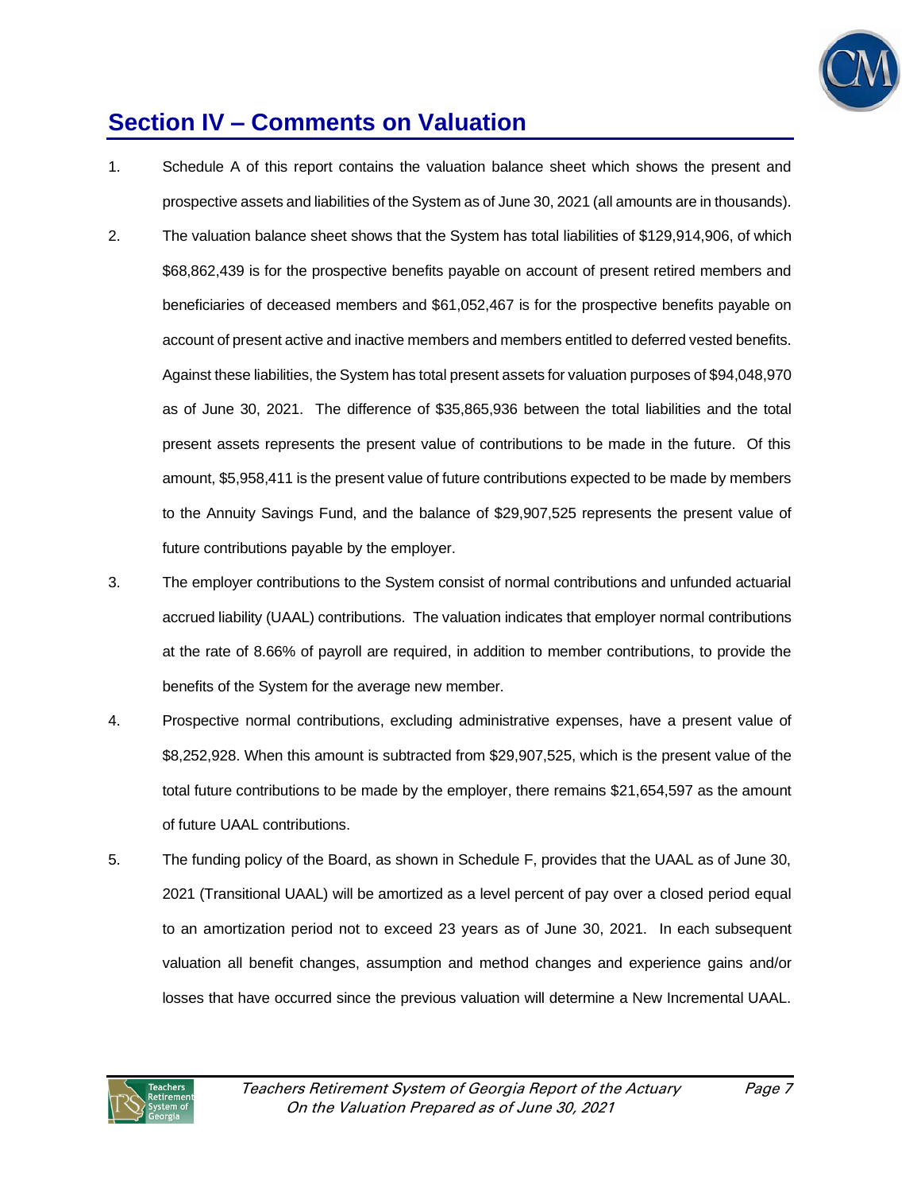## Section IV – Comments on Valuation

1. Schedule A of this report contains the valuation balance sheet which shows the present and prospective assets and liabilities of the System as of June 30, 2021 (all amounts are in thousands).

2. The valuation balance sheet shows that the System has total liabilities of $129,914,906, of which $68,862,439 is for the prospective benefits payable on account of present retired members and beneficiaries of deceased members and $61,052,467 is for the prospective benefits payable on account of present active and inactive members and members entitled to deferred vested benefits. Against these liabilities, the System has total present assets for valuation purposes of $94,048,970 as of June 30, 2021. The difference of $35,865,936 between the total liabilities and the total present assets represents the present value of contributions to be made in the future. Of this amount, $5,958,411 is the present value of future contributions expected to be made by members to the Annuity Savings Fund, and the balance of $29,907,525 represents the present value of future contributions payable by the employer.

3. The employer contributions to the System consist of normal contributions and unfunded actuarial accrued liability (UAAL) contributions. The valuation indicates that employer normal contributions at the rate of 8.66% of payroll are required, in addition to member contributions, to provide the benefits of the System for the average new member.

4. Prospective normal contributions, excluding administrative expenses, have a present value of $8,252,928. When this amount is subtracted from $29,907,525, which is the present value of the total future contributions to be made by the employer, there remains $21,654,597 as the amount of future UAAL contributions.

5. The funding policy of the Board, as shown in Schedule F, provides that the UAAL as of June 30, 2021 (Transitional UAAL) will be amortized as a level percent of pay over a closed period equal to an amortization period not to exceed 23 years as of June 30, 2021. In each subsequent valuation all benefit changes, assumption and method changes and experience gains and/or losses that have occurred since the previous valuation will determine a New Incremental UAAL.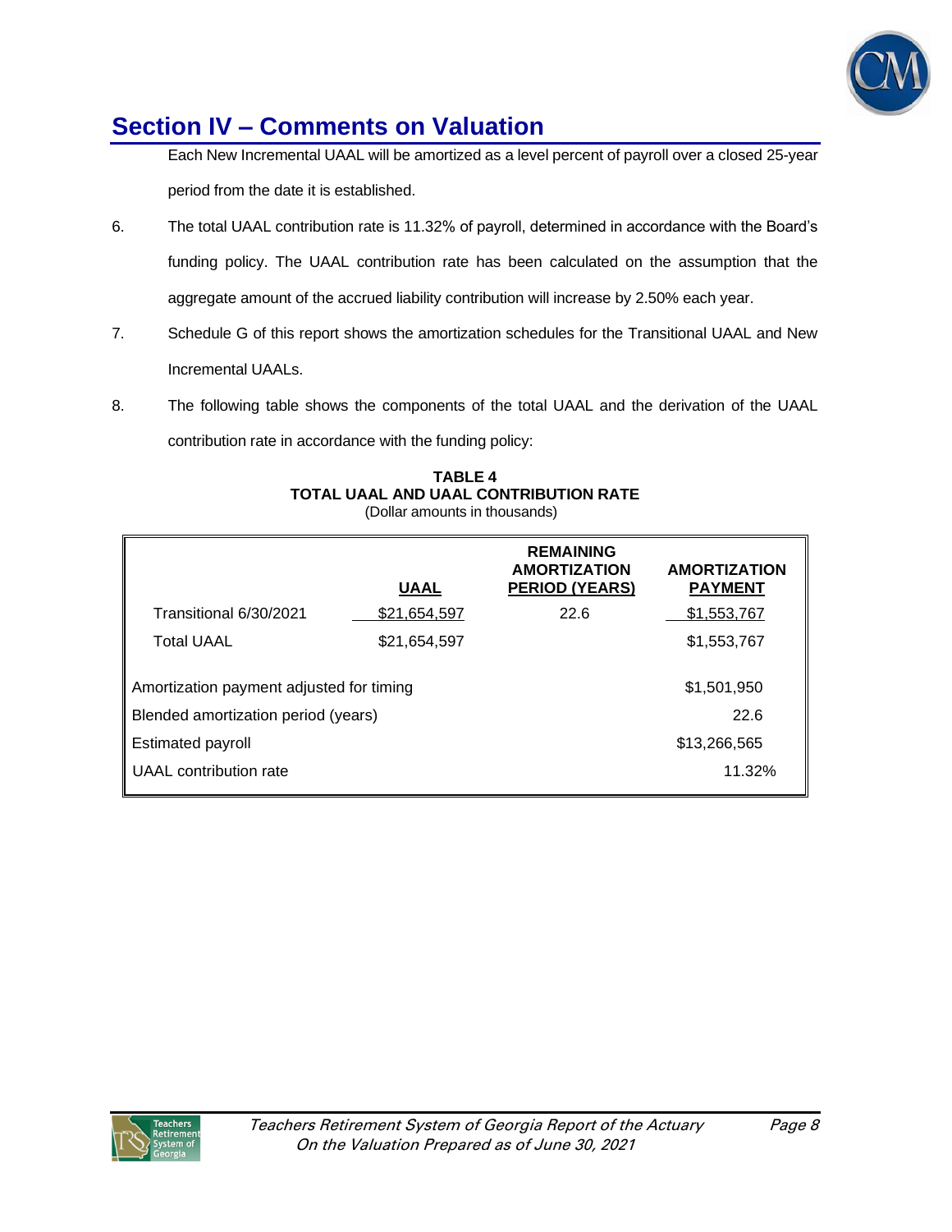## Section IV – Comments on Valuation

Each New Incremental UAAL will be amortized as a level percent of payroll over a closed 25-year period from the date it is established.

6. The total UAAL contribution rate is 11.32% of payroll, determined in accordance with the Board's funding policy. The UAAL contribution rate has been calculated on the assumption that the aggregate amount of the accrued liability contribution will increase by 2.50% each year.

7. Schedule G of this report shows the amortization schedules for the Transitional UAAL and New Incremental UAALs.

8. The following table shows the components of the total UAAL and the derivation of the UAAL contribution rate in accordance with the funding policy:

**TABLE 4**
**TOTAL UAAL AND UAAL CONTRIBUTION RATE**
(Dollar amounts in thousands)

| | UAAL | REMAINING AMORTIZATION PERIOD (YEARS) | AMORTIZATION PAYMENT |
|---|---|---|---|
| Transitional 6/30/2021 | $21,654,597 | 22.6 | $1,553,767 |
| Total UAAL | $21,654,597 | | $1,553,767 |
| Amortization payment adjusted for timing | | | $1,501,950 |
| Blended amortization period (years) | | | 22.6 |
| Estimated payroll | | | $13,266,565 |
| UAAL contribution rate | | | 11.32% |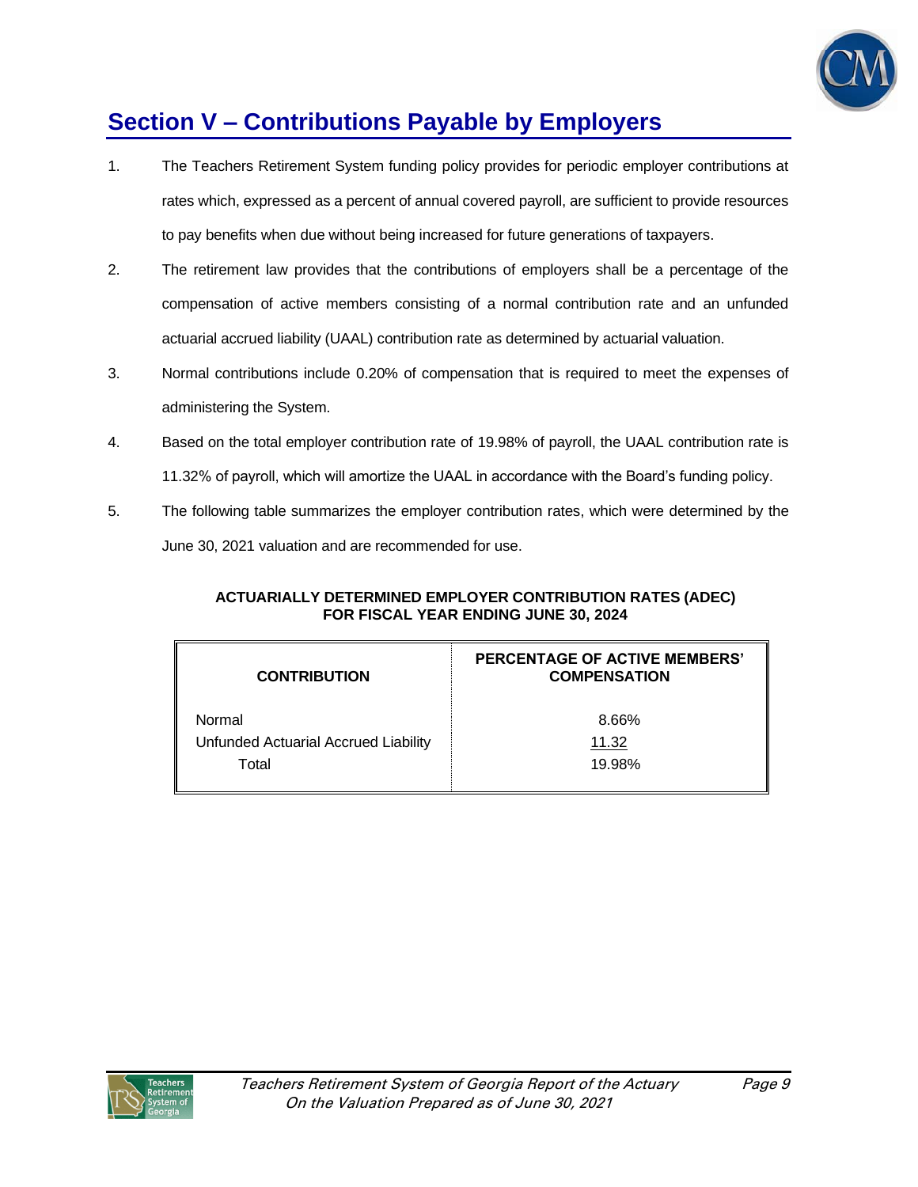# Section V – Contributions Payable by Employers

1. The Teachers Retirement System funding policy provides for periodic employer contributions at rates which, expressed as a percent of annual covered payroll, are sufficient to provide resources to pay benefits when due without being increased for future generations of taxpayers.

2. The retirement law provides that the contributions of employers shall be a percentage of the compensation of active members consisting of a normal contribution rate and an unfunded actuarial accrued liability (UAAL) contribution rate as determined by actuarial valuation.

3. Normal contributions include 0.20% of compensation that is required to meet the expenses of administering the System.

4. Based on the total employer contribution rate of 19.98% of payroll, the UAAL contribution rate is 11.32% of payroll, which will amortize the UAAL in accordance with the Board's funding policy.

5. The following table summarizes the employer contribution rates, which were determined by the June 30, 2021 valuation and are recommended for use.

**ACTUARIALLY DETERMINED EMPLOYER CONTRIBUTION RATES (ADEC)**
**FOR FISCAL YEAR ENDING JUNE 30, 2024**

| CONTRIBUTION | PERCENTAGE OF ACTIVE MEMBERS' COMPENSATION |
|---|---|
| Normal | 8.66% |
| Unfunded Actuarial Accrued Liability | 11.32 |
| Total | 19.98% |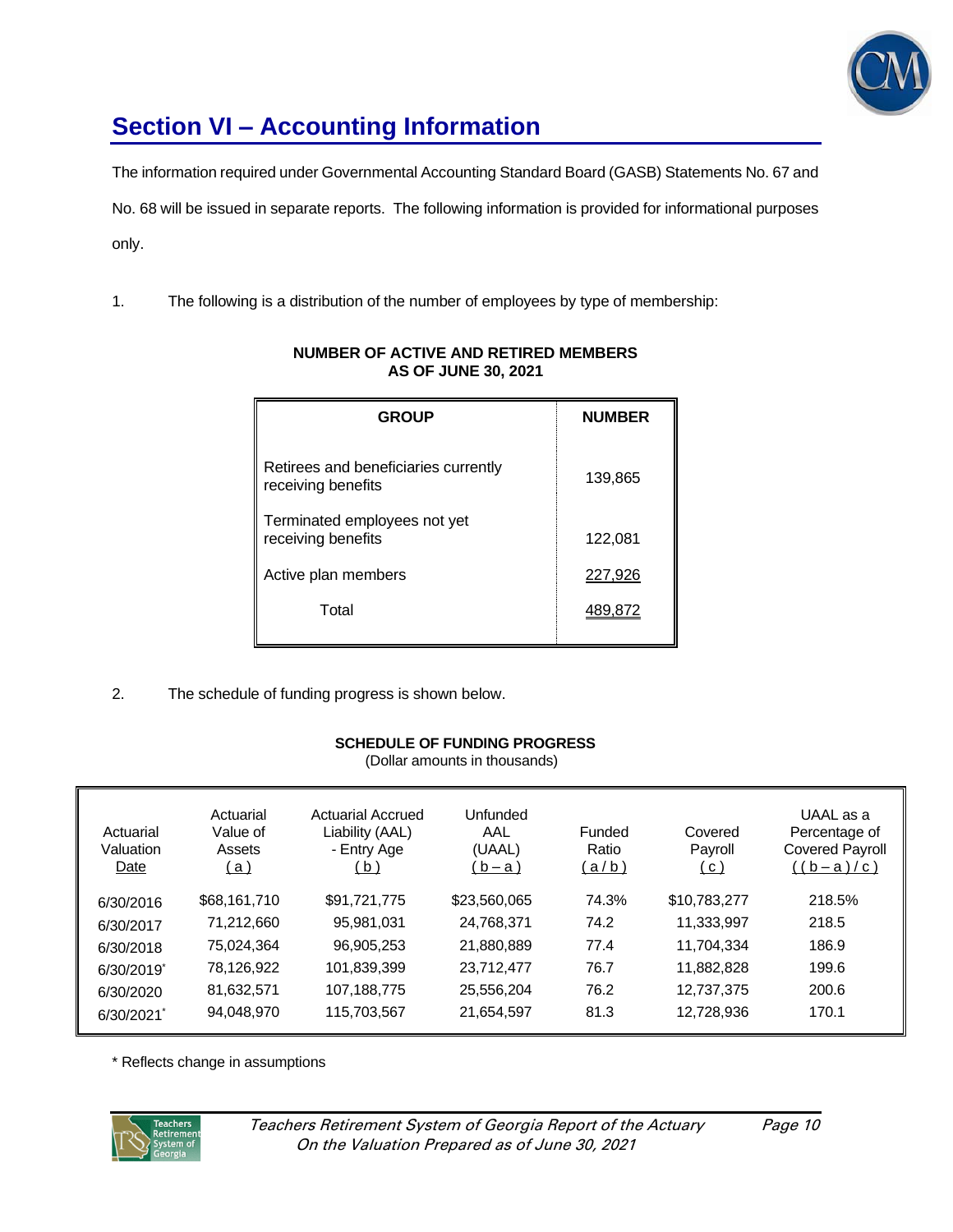# Section VI – Accounting Information

The information required under Governmental Accounting Standard Board (GASB) Statements No. 67 and No. 68 will be issued in separate reports. The following information is provided for informational purposes only.

1. The following is a distribution of the number of employees by type of membership:

**NUMBER OF ACTIVE AND RETIRED MEMBERS AS OF JUNE 30, 2021**

| GROUP | NUMBER |
|---|---|
| Retirees and beneficiaries currently receiving benefits | 139,865 |
| Terminated employees not yet receiving benefits | 122,081 |
| Active plan members | 227,926 |
| Total | 489,872 |

2. The schedule of funding progress is shown below.

**SCHEDULE OF FUNDING PROGRESS**
(Dollar amounts in thousands)

| Actuarial Valuation Date | Actuarial Value of Assets ( a ) | Actuarial Accrued Liability (AAL) - Entry Age ( b ) | Unfunded AAL (UAAL) ( b – a ) | Funded Ratio ( a / b ) | Covered Payroll ( c ) | UAAL as a Percentage of Covered Payroll ( ( b – a ) / c ) |
|---|---|---|---|---|---|---|
| 6/30/2016 | $68,161,710 | $91,721,775 | $23,560,065 | 74.3% | $10,783,277 | 218.5% |
| 6/30/2017 | 71,212,660 | 95,981,031 | 24,768,371 | 74.2 | 11,333,997 | 218.5 |
| 6/30/2018 | 75,024,364 | 96,905,253 | 21,880,889 | 77.4 | 11,704,334 | 186.9 |
| 6/30/2019* | 78,126,922 | 101,839,399 | 23,712,477 | 76.7 | 11,882,828 | 199.6 |
| 6/30/2020 | 81,632,571 | 107,188,775 | 25,556,204 | 76.2 | 12,737,375 | 200.6 |
| 6/30/2021* | 94,048,970 | 115,703,567 | 21,654,597 | 81.3 | 12,728,936 | 170.1 |

* Reflects change in assumptions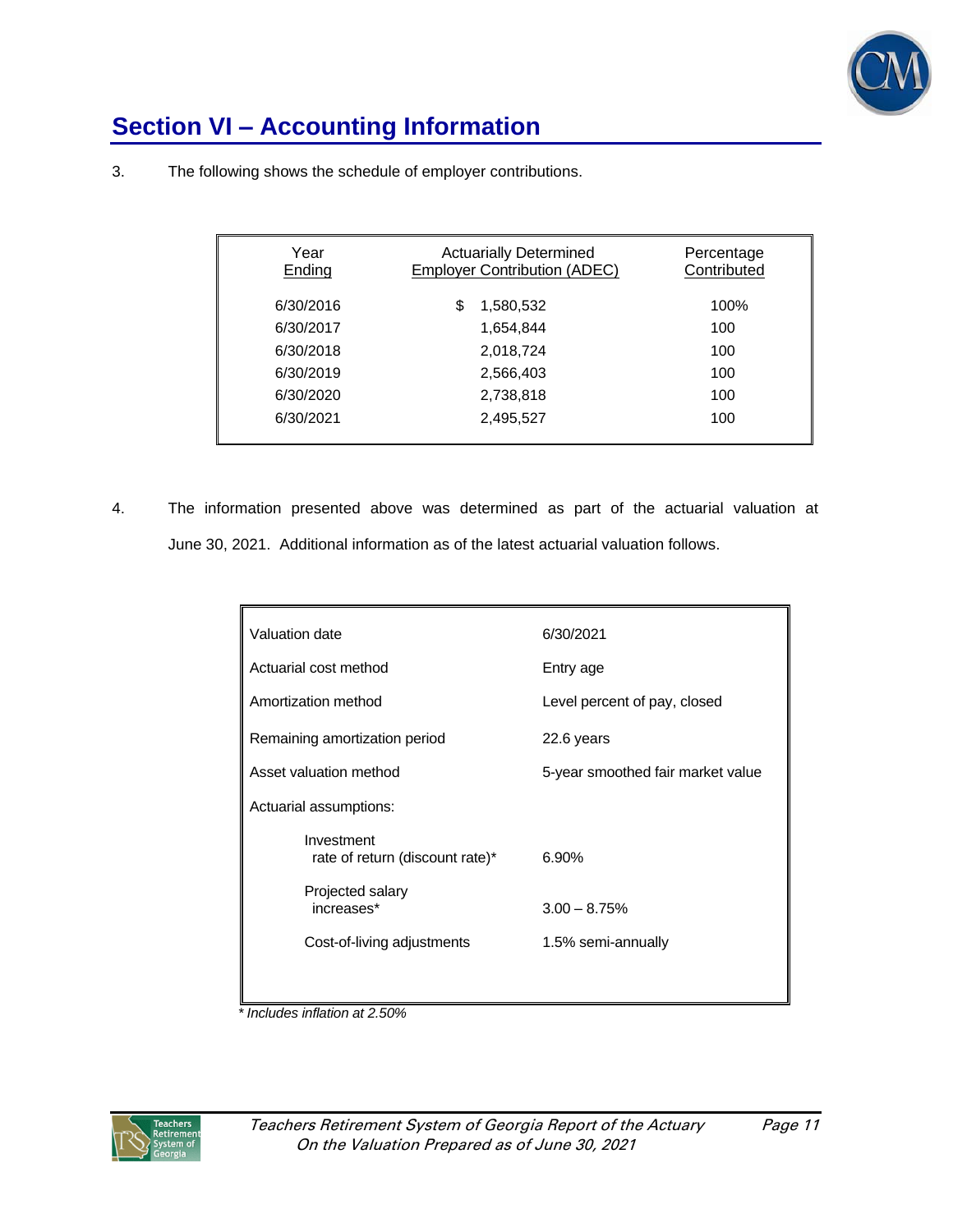## Section VI – Accounting Information

3. The following shows the schedule of employer contributions.

| Year Ending | Actuarially Determined Employer Contribution (ADEC) | Percentage Contributed |
|---|---|---|
| 6/30/2016 | $ 1,580,532 | 100% |
| 6/30/2017 | 1,654,844 | 100 |
| 6/30/2018 | 2,018,724 | 100 |
| 6/30/2019 | 2,566,403 | 100 |
| 6/30/2020 | 2,738,818 | 100 |
| 6/30/2021 | 2,495,527 | 100 |

4. The information presented above was determined as part of the actuarial valuation at June 30, 2021. Additional information as of the latest actuarial valuation follows.

| | |
|---|---|
| Valuation date | 6/30/2021 |
| Actuarial cost method | Entry age |
| Amortization method | Level percent of pay, closed |
| Remaining amortization period | 22.6 years |
| Asset valuation method | 5-year smoothed fair market value |
| Actuarial assumptions: | |
| Investment rate of return (discount rate)* | 6.90% |
| Projected salary increases* | 3.00 – 8.75% |
| Cost-of-living adjustments | 1.5% semi-annually |

*\* Includes inflation at 2.50%*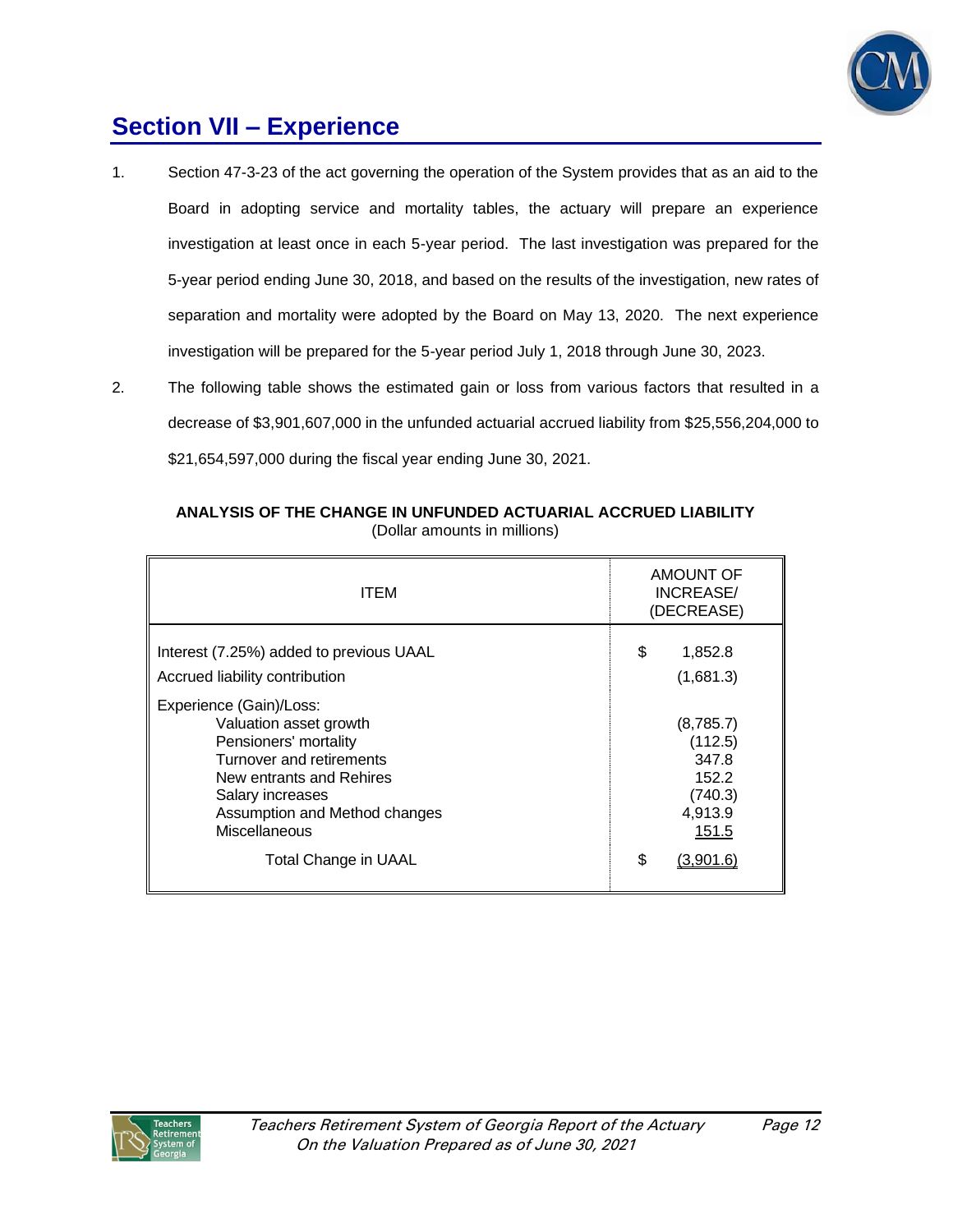# Section VII – Experience

1. Section 47-3-23 of the act governing the operation of the System provides that as an aid to the Board in adopting service and mortality tables, the actuary will prepare an experience investigation at least once in each 5-year period. The last investigation was prepared for the 5-year period ending June 30, 2018, and based on the results of the investigation, new rates of separation and mortality were adopted by the Board on May 13, 2020. The next experience investigation will be prepared for the 5-year period July 1, 2018 through June 30, 2023.

2. The following table shows the estimated gain or loss from various factors that resulted in a decrease of $3,901,607,000 in the unfunded actuarial accrued liability from $25,556,204,000 to $21,654,597,000 during the fiscal year ending June 30, 2021.

**ANALYSIS OF THE CHANGE IN UNFUNDED ACTUARIAL ACCRUED LIABILITY**
(Dollar amounts in millions)

| ITEM | AMOUNT OF INCREASE/ (DECREASE) |
|---|---|
| Interest (7.25%) added to previous UAAL | $ 1,852.8 |
| Accrued liability contribution | (1,681.3) |
| Experience (Gain)/Loss: | |
| Valuation asset growth | (8,785.7) |
| Pensioners' mortality | (112.5) |
| Turnover and retirements | 347.8 |
| New entrants and Rehires | 152.2 |
| Salary increases | (740.3) |
| Assumption and Method changes | 4,913.9 |
| Miscellaneous | 151.5 |
| Total Change in UAAL | $ (3,901.6) |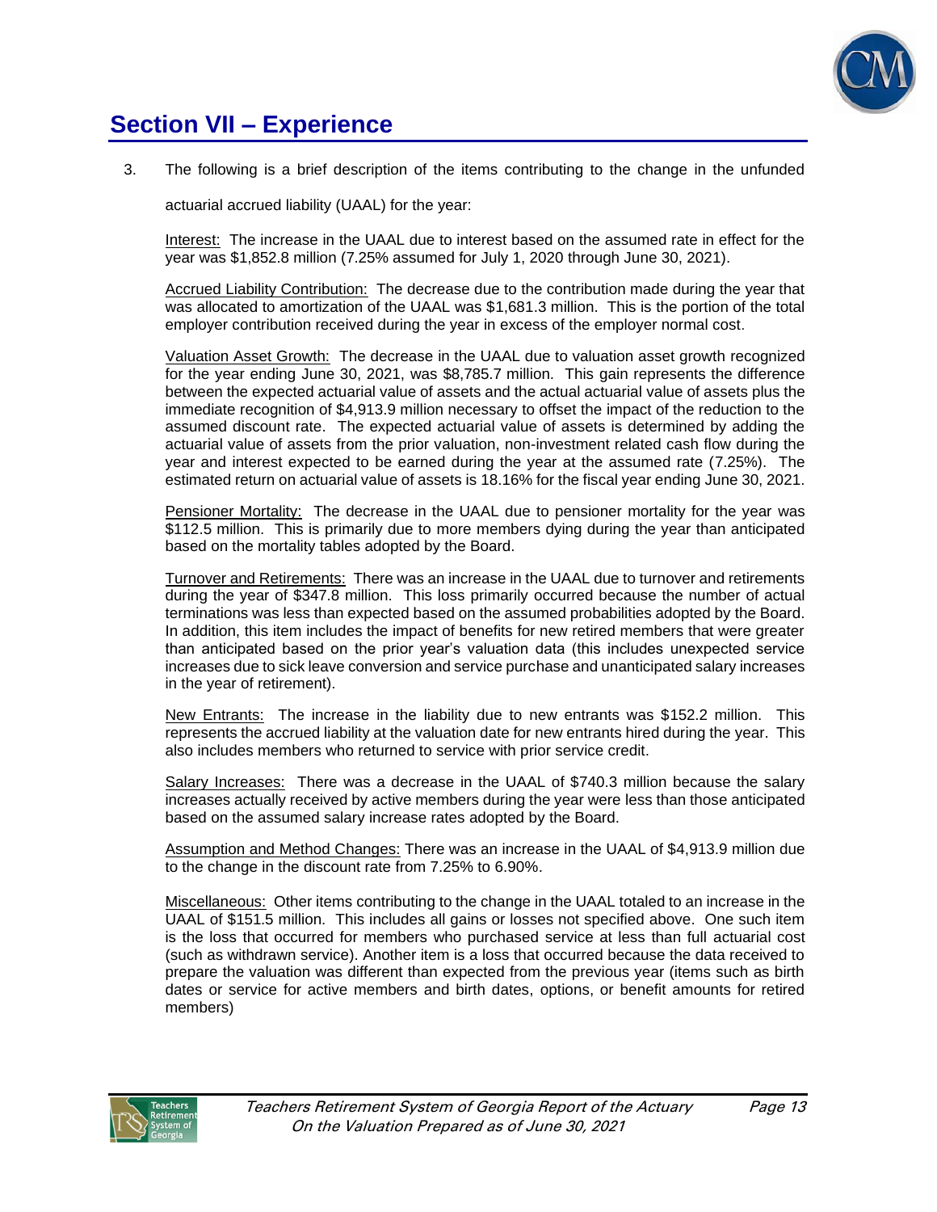## Section VII – Experience

3. The following is a brief description of the items contributing to the change in the unfunded actuarial accrued liability (UAAL) for the year:

   Interest: The increase in the UAAL due to interest based on the assumed rate in effect for the year was $1,852.8 million (7.25% assumed for July 1, 2020 through June 30, 2021).

   Accrued Liability Contribution: The decrease due to the contribution made during the year that was allocated to amortization of the UAAL was $1,681.3 million. This is the portion of the total employer contribution received during the year in excess of the employer normal cost.

   Valuation Asset Growth: The decrease in the UAAL due to valuation asset growth recognized for the year ending June 30, 2021, was $8,785.7 million. This gain represents the difference between the expected actuarial value of assets and the actual actuarial value of assets plus the immediate recognition of $4,913.9 million necessary to offset the impact of the reduction to the assumed discount rate. The expected actuarial value of assets is determined by adding the actuarial value of assets from the prior valuation, non-investment related cash flow during the year and interest expected to be earned during the year at the assumed rate (7.25%). The estimated return on actuarial value of assets is 18.16% for the fiscal year ending June 30, 2021.

   Pensioner Mortality: The decrease in the UAAL due to pensioner mortality for the year was $112.5 million. This is primarily due to more members dying during the year than anticipated based on the mortality tables adopted by the Board.

   Turnover and Retirements: There was an increase in the UAAL due to turnover and retirements during the year of $347.8 million. This loss primarily occurred because the number of actual terminations was less than expected based on the assumed probabilities adopted by the Board. In addition, this item includes the impact of benefits for new retired members that were greater than anticipated based on the prior year's valuation data (this includes unexpected service increases due to sick leave conversion and service purchase and unanticipated salary increases in the year of retirement).

   New Entrants: The increase in the liability due to new entrants was $152.2 million. This represents the accrued liability at the valuation date for new entrants hired during the year. This also includes members who returned to service with prior service credit.

   Salary Increases: There was a decrease in the UAAL of $740.3 million because the salary increases actually received by active members during the year were less than those anticipated based on the assumed salary increase rates adopted by the Board.

   Assumption and Method Changes: There was an increase in the UAAL of $4,913.9 million due to the change in the discount rate from 7.25% to 6.90%.

   Miscellaneous: Other items contributing to the change in the UAAL totaled to an increase in the UAAL of $151.5 million. This includes all gains or losses not specified above. One such item is the loss that occurred for members who purchased service at less than full actuarial cost (such as withdrawn service). Another item is a loss that occurred because the data received to prepare the valuation was different than expected from the previous year (items such as birth dates or service for active members and birth dates, options, or benefit amounts for retired members)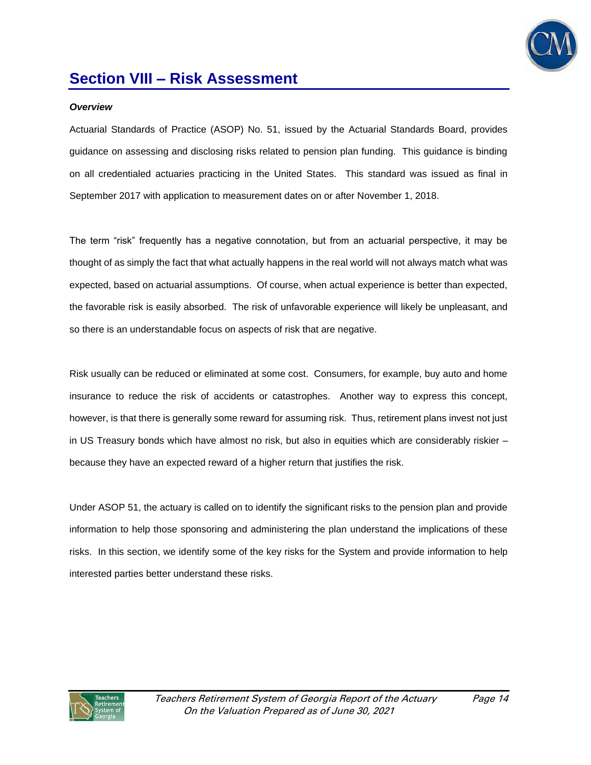# Section VIII – Risk Assessment

***Overview***

Actuarial Standards of Practice (ASOP) No. 51, issued by the Actuarial Standards Board, provides guidance on assessing and disclosing risks related to pension plan funding. This guidance is binding on all credentialed actuaries practicing in the United States. This standard was issued as final in September 2017 with application to measurement dates on or after November 1, 2018.

The term "risk" frequently has a negative connotation, but from an actuarial perspective, it may be thought of as simply the fact that what actually happens in the real world will not always match what was expected, based on actuarial assumptions. Of course, when actual experience is better than expected, the favorable risk is easily absorbed. The risk of unfavorable experience will likely be unpleasant, and so there is an understandable focus on aspects of risk that are negative.

Risk usually can be reduced or eliminated at some cost. Consumers, for example, buy auto and home insurance to reduce the risk of accidents or catastrophes. Another way to express this concept, however, is that there is generally some reward for assuming risk. Thus, retirement plans invest not just in US Treasury bonds which have almost no risk, but also in equities which are considerably riskier – because they have an expected reward of a higher return that justifies the risk.

Under ASOP 51, the actuary is called on to identify the significant risks to the pension plan and provide information to help those sponsoring and administering the plan understand the implications of these risks. In this section, we identify some of the key risks for the System and provide information to help interested parties better understand these risks.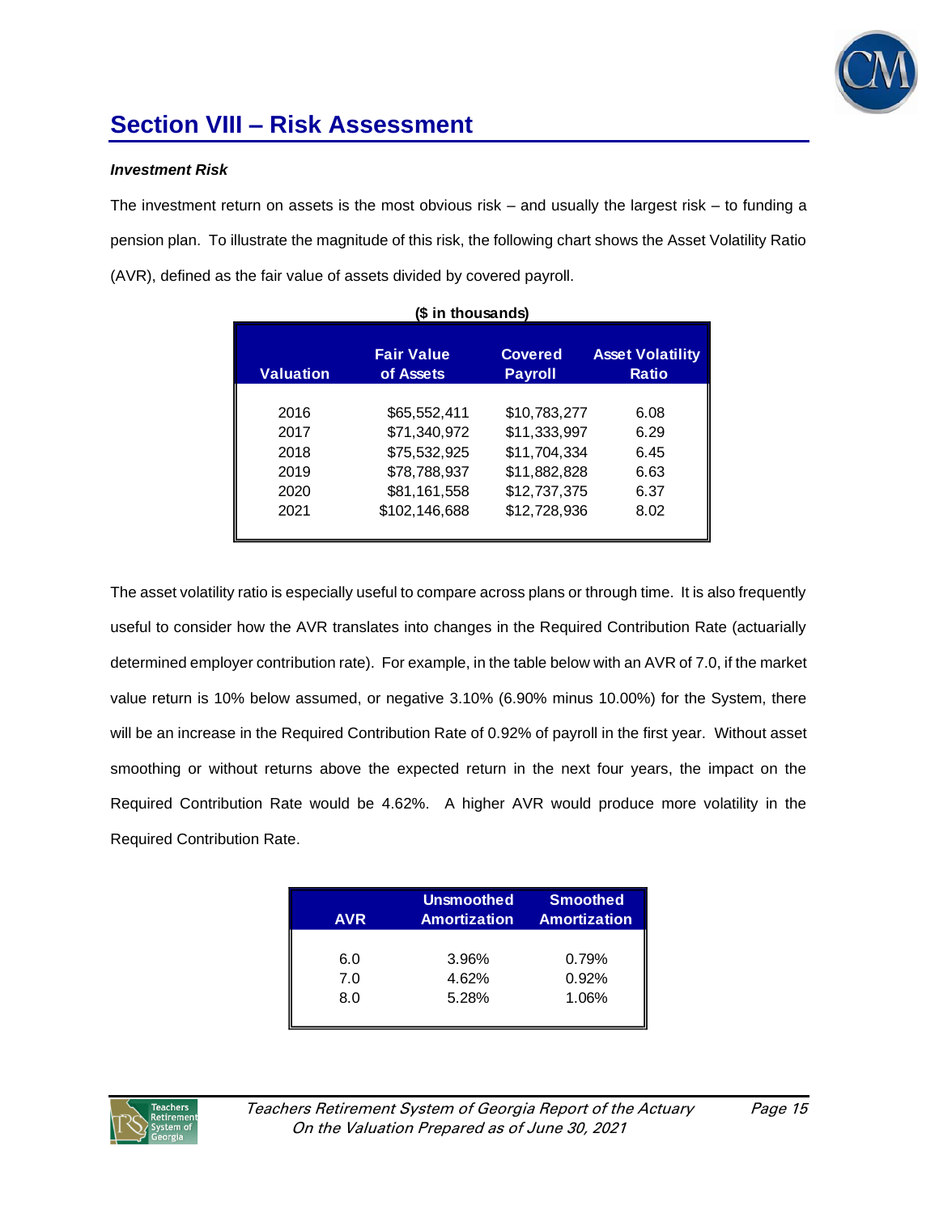## Section VIII – Risk Assessment

***Investment Risk***

The investment return on assets is the most obvious risk – and usually the largest risk – to funding a pension plan. To illustrate the magnitude of this risk, the following chart shows the Asset Volatility Ratio (AVR), defined as the fair value of assets divided by covered payroll.

**($ in thousands)**

| Valuation | Fair Value of Assets | Covered Payroll | Asset Volatility Ratio |
|---|---|---|---|
| 2016 | $65,552,411 | $10,783,277 | 6.08 |
| 2017 | $71,340,972 | $11,333,997 | 6.29 |
| 2018 | $75,532,925 | $11,704,334 | 6.45 |
| 2019 | $78,788,937 | $11,882,828 | 6.63 |
| 2020 | $81,161,558 | $12,737,375 | 6.37 |
| 2021 | $102,146,688 | $12,728,936 | 8.02 |

The asset volatility ratio is especially useful to compare across plans or through time. It is also frequently useful to consider how the AVR translates into changes in the Required Contribution Rate (actuarially determined employer contribution rate). For example, in the table below with an AVR of 7.0, if the market value return is 10% below assumed, or negative 3.10% (6.90% minus 10.00%) for the System, there will be an increase in the Required Contribution Rate of 0.92% of payroll in the first year. Without asset smoothing or without returns above the expected return in the next four years, the impact on the Required Contribution Rate would be 4.62%. A higher AVR would produce more volatility in the Required Contribution Rate.

| AVR | Unsmoothed Amortization | Smoothed Amortization |
|---|---|---|
| 6.0 | 3.96% | 0.79% |
| 7.0 | 4.62% | 0.92% |
| 8.0 | 5.28% | 1.06% |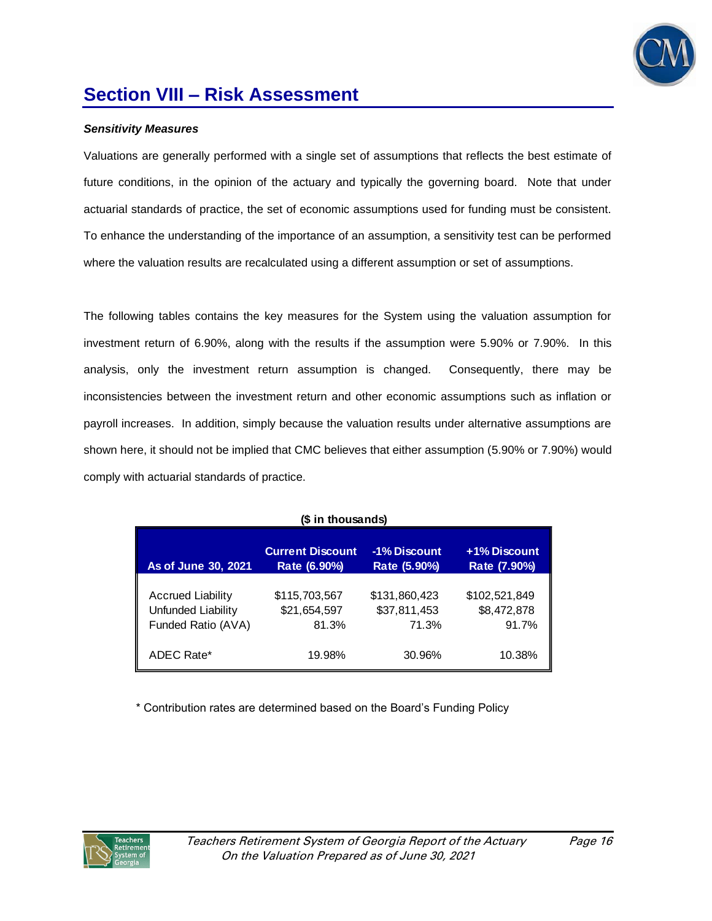## Section VIII – Risk Assessment

***Sensitivity Measures***

Valuations are generally performed with a single set of assumptions that reflects the best estimate of future conditions, in the opinion of the actuary and typically the governing board. Note that under actuarial standards of practice, the set of economic assumptions used for funding must be consistent. To enhance the understanding of the importance of an assumption, a sensitivity test can be performed where the valuation results are recalculated using a different assumption or set of assumptions.

The following tables contains the key measures for the System using the valuation assumption for investment return of 6.90%, along with the results if the assumption were 5.90% or 7.90%. In this analysis, only the investment return assumption is changed. Consequently, there may be inconsistencies between the investment return and other economic assumptions such as inflation or payroll increases. In addition, simply because the valuation results under alternative assumptions are shown here, it should not be implied that CMC believes that either assumption (5.90% or 7.90%) would comply with actuarial standards of practice.

**($ in thousands)**

| As of June 30, 2021 | Current Discount Rate (6.90%) | -1% Discount Rate (5.90%) | +1% Discount Rate (7.90%) |
|---|---|---|---|
| Accrued Liability | $115,703,567 | $131,860,423 | $102,521,849 |
| Unfunded Liability | $21,654,597 | $37,811,453 | $8,472,878 |
| Funded Ratio (AVA) | 81.3% | 71.3% | 91.7% |
| ADEC Rate* | 19.98% | 30.96% | 10.38% |

\* Contribution rates are determined based on the Board's Funding Policy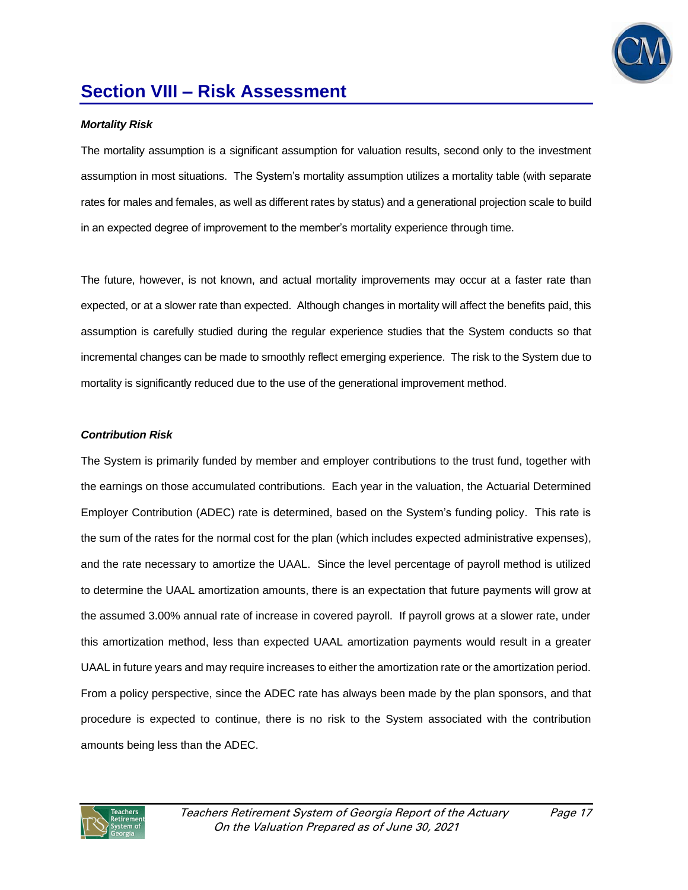## Section VIII – Risk Assessment

***Mortality Risk***

The mortality assumption is a significant assumption for valuation results, second only to the investment assumption in most situations. The System's mortality assumption utilizes a mortality table (with separate rates for males and females, as well as different rates by status) and a generational projection scale to build in an expected degree of improvement to the member's mortality experience through time.

The future, however, is not known, and actual mortality improvements may occur at a faster rate than expected, or at a slower rate than expected. Although changes in mortality will affect the benefits paid, this assumption is carefully studied during the regular experience studies that the System conducts so that incremental changes can be made to smoothly reflect emerging experience. The risk to the System due to mortality is significantly reduced due to the use of the generational improvement method.

***Contribution Risk***

The System is primarily funded by member and employer contributions to the trust fund, together with the earnings on those accumulated contributions. Each year in the valuation, the Actuarial Determined Employer Contribution (ADEC) rate is determined, based on the System's funding policy. This rate is the sum of the rates for the normal cost for the plan (which includes expected administrative expenses), and the rate necessary to amortize the UAAL. Since the level percentage of payroll method is utilized to determine the UAAL amortization amounts, there is an expectation that future payments will grow at the assumed 3.00% annual rate of increase in covered payroll. If payroll grows at a slower rate, under this amortization method, less than expected UAAL amortization payments would result in a greater UAAL in future years and may require increases to either the amortization rate or the amortization period. From a policy perspective, since the ADEC rate has always been made by the plan sponsors, and that procedure is expected to continue, there is no risk to the System associated with the contribution amounts being less than the ADEC.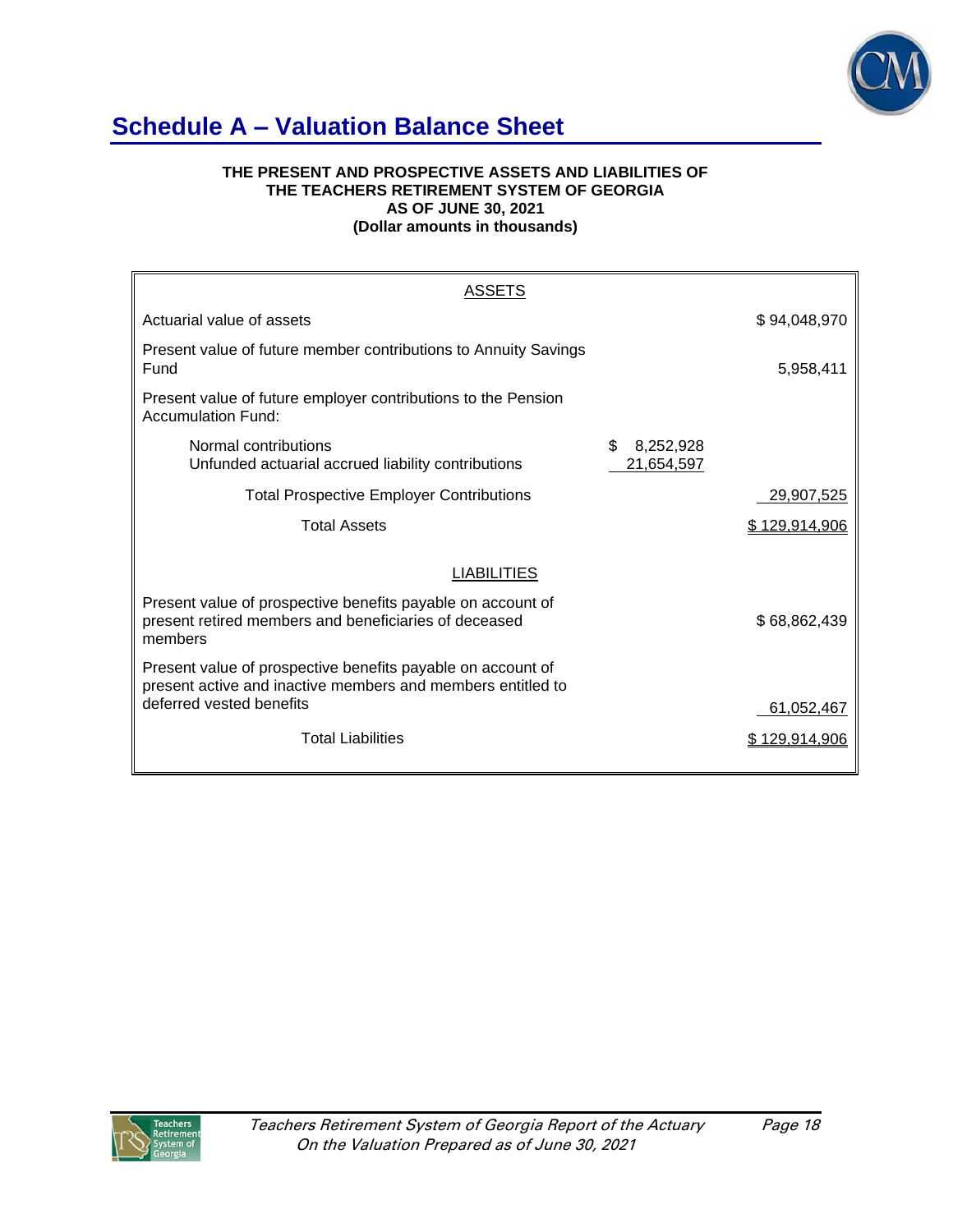# Schedule A – Valuation Balance Sheet

**THE PRESENT AND PROSPECTIVE ASSETS AND LIABILITIES OF**
**THE TEACHERS RETIREMENT SYSTEM OF GEORGIA**
**AS OF JUNE 30, 2021**
**(Dollar amounts in thousands)**

| ASSETS | | |
|---|---|---|
| Actuarial value of assets | | $ 94,048,970 |
| Present value of future member contributions to Annuity Savings Fund | | 5,958,411 |
| Present value of future employer contributions to the Pension Accumulation Fund: | | |
| Normal contributions | $ 8,252,928 | |
| Unfunded actuarial accrued liability contributions | 21,654,597 | |
| Total Prospective Employer Contributions | | 29,907,525 |
| Total Assets | | $ 129,914,906 |
| **LIABILITIES** | | |
| Present value of prospective benefits payable on account of present retired members and beneficiaries of deceased members | | $ 68,862,439 |
| Present value of prospective benefits payable on account of present active and inactive members and members entitled to deferred vested benefits | | 61,052,467 |
| Total Liabilities | | $ 129,914,906 |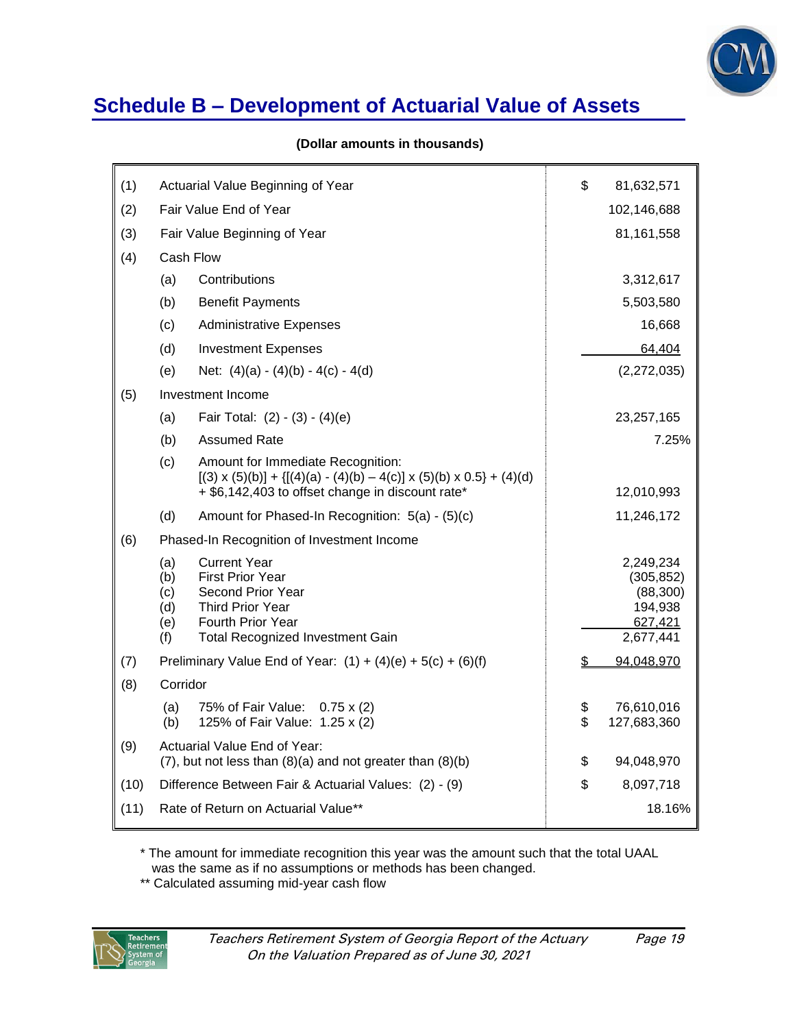# Schedule B – Development of Actuarial Value of Assets

**(Dollar amounts in thousands)**

| | | | |
|---|---|---|---|
| (1) | | Actuarial Value Beginning of Year | $ 81,632,571 |
| (2) | | Fair Value End of Year | 102,146,688 |
| (3) | | Fair Value Beginning of Year | 81,161,558 |
| (4) | | Cash Flow | |
| | (a) | Contributions | 3,312,617 |
| | (b) | Benefit Payments | 5,503,580 |
| | (c) | Administrative Expenses | 16,668 |
| | (d) | Investment Expenses | 64,404 |
| | (e) | Net: (4)(a) - (4)(b) - 4(c) - 4(d) | (2,272,035) |
| (5) | | Investment Income | |
| | (a) | Fair Total: (2) - (3) - (4)(e) | 23,257,165 |
| | (b) | Assumed Rate | 7.25% |
| | (c) | Amount for Immediate Recognition: [(3) x (5)(b)] + {[(4)(a) - (4)(b) – 4(c)] x (5)(b) x 0.5} + (4)(d) + $6,142,403 to offset change in discount rate* | 12,010,993 |
| | (d) | Amount for Phased-In Recognition: 5(a) - (5)(c) | 11,246,172 |
| (6) | | Phased-In Recognition of Investment Income | |
| | (a) | Current Year | 2,249,234 |
| | (b) | First Prior Year | (305,852) |
| | (c) | Second Prior Year | (88,300) |
| | (d) | Third Prior Year | 194,938 |
| | (e) | Fourth Prior Year | 627,421 |
| | (f) | Total Recognized Investment Gain | 2,677,441 |
| (7) | | Preliminary Value End of Year: (1) + (4)(e) + 5(c) + (6)(f) | $ 94,048,970 |
| (8) | | Corridor | |
| | (a) | 75% of Fair Value: 0.75 x (2) | $ 76,610,016 |
| | (b) | 125% of Fair Value: 1.25 x (2) | $ 127,683,360 |
| (9) | | Actuarial Value End of Year: (7), but not less than (8)(a) and not greater than (8)(b) | $ 94,048,970 |
| (10) | | Difference Between Fair & Actuarial Values: (2) - (9) | $ 8,097,718 |
| (11) | | Rate of Return on Actuarial Value** | 18.16% |

* The amount for immediate recognition this year was the amount such that the total UAAL was the same as if no assumptions or methods has been changed.

** Calculated assuming mid-year cash flow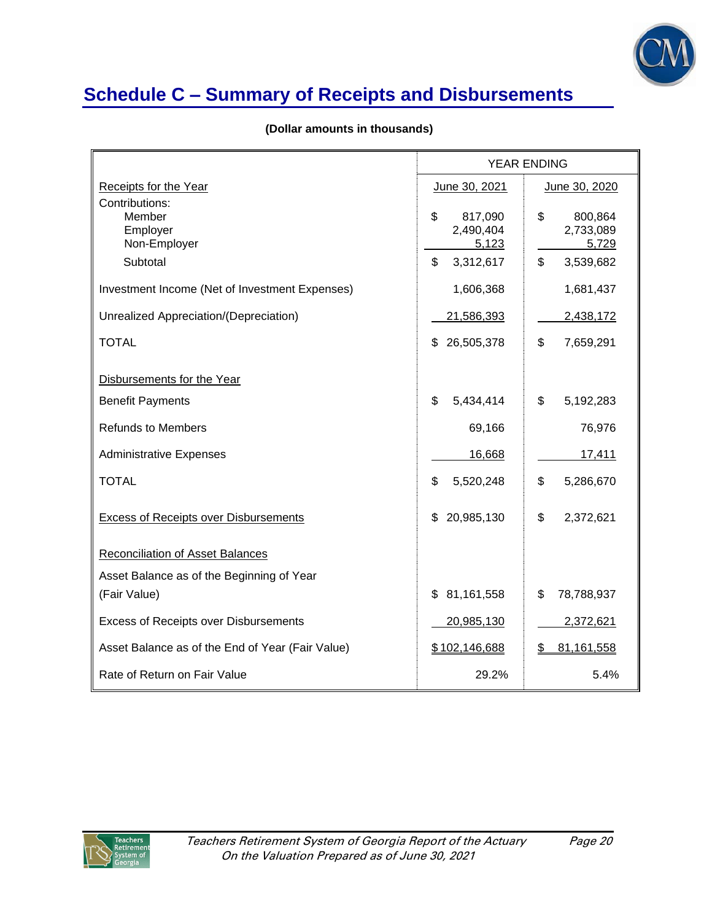# Schedule C – Summary of Receipts and Disbursements

**(Dollar amounts in thousands)**

| | YEAR ENDING | |
|---|---|---|
| Receipts for the Year | June 30, 2021 | June 30, 2020 |
| Contributions: | | |
| Member | $ 817,090 | $ 800,864 |
| Employer | 2,490,404 | 2,733,089 |
| Non-Employer | 5,123 | 5,729 |
| Subtotal | $ 3,312,617 | $ 3,539,682 |
| Investment Income (Net of Investment Expenses) | 1,606,368 | 1,681,437 |
| Unrealized Appreciation/(Depreciation) | 21,586,393 | 2,438,172 |
| TOTAL | $ 26,505,378 | $ 7,659,291 |
| Disbursements for the Year | | |
| Benefit Payments | $ 5,434,414 | $ 5,192,283 |
| Refunds to Members | 69,166 | 76,976 |
| Administrative Expenses | 16,668 | 17,411 |
| TOTAL | $ 5,520,248 | $ 5,286,670 |
| Excess of Receipts over Disbursements | $ 20,985,130 | $ 2,372,621 |
| Reconciliation of Asset Balances | | |
| Asset Balance as of the Beginning of Year (Fair Value) | $ 81,161,558 | $ 78,788,937 |
| Excess of Receipts over Disbursements | 20,985,130 | 2,372,621 |
| Asset Balance as of the End of Year (Fair Value) | $ 102,146,688 | $ 81,161,558 |
| Rate of Return on Fair Value | 29.2% | 5.4% |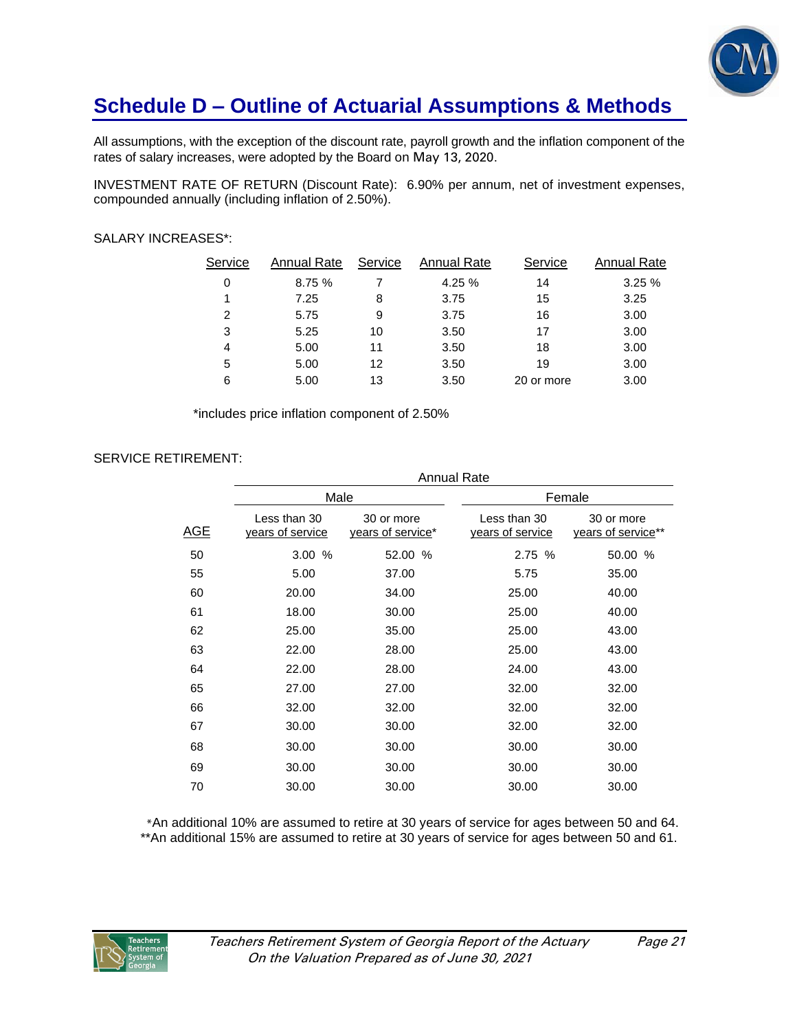# Schedule D – Outline of Actuarial Assumptions & Methods

All assumptions, with the exception of the discount rate, payroll growth and the inflation component of the rates of salary increases, were adopted by the Board on May 13, 2020.

INVESTMENT RATE OF RETURN (Discount Rate): 6.90% per annum, net of investment expenses, compounded annually (including inflation of 2.50%).

SALARY INCREASES*:

| Service | Annual Rate | Service | Annual Rate | Service | Annual Rate |
|---|---|---|---|---|---|
| 0 | 8.75 % | 7 | 4.25 % | 14 | 3.25 % |
| 1 | 7.25 | 8 | 3.75 | 15 | 3.25 |
| 2 | 5.75 | 9 | 3.75 | 16 | 3.00 |
| 3 | 5.25 | 10 | 3.50 | 17 | 3.00 |
| 4 | 5.00 | 11 | 3.50 | 18 | 3.00 |
| 5 | 5.00 | 12 | 3.50 | 19 | 3.00 |
| 6 | 5.00 | 13 | 3.50 | 20 or more | 3.00 |

*includes price inflation component of 2.50%

SERVICE RETIREMENT:

| | Annual Rate | | | |
|---|---|---|---|---|
| | Male | | Female | |
| AGE | Less than 30 years of service | 30 or more years of service* | Less than 30 years of service | 30 or more years of service** |
| 50 | 3.00 % | 52.00 % | 2.75 % | 50.00 % |
| 55 | 5.00 | 37.00 | 5.75 | 35.00 |
| 60 | 20.00 | 34.00 | 25.00 | 40.00 |
| 61 | 18.00 | 30.00 | 25.00 | 40.00 |
| 62 | 25.00 | 35.00 | 25.00 | 43.00 |
| 63 | 22.00 | 28.00 | 25.00 | 43.00 |
| 64 | 22.00 | 28.00 | 24.00 | 43.00 |
| 65 | 27.00 | 27.00 | 32.00 | 32.00 |
| 66 | 32.00 | 32.00 | 32.00 | 32.00 |
| 67 | 30.00 | 30.00 | 32.00 | 32.00 |
| 68 | 30.00 | 30.00 | 30.00 | 30.00 |
| 69 | 30.00 | 30.00 | 30.00 | 30.00 |
| 70 | 30.00 | 30.00 | 30.00 | 30.00 |

*An additional 10% are assumed to retire at 30 years of service for ages between 50 and 64.
**An additional 15% are assumed to retire at 30 years of service for ages between 50 and 61.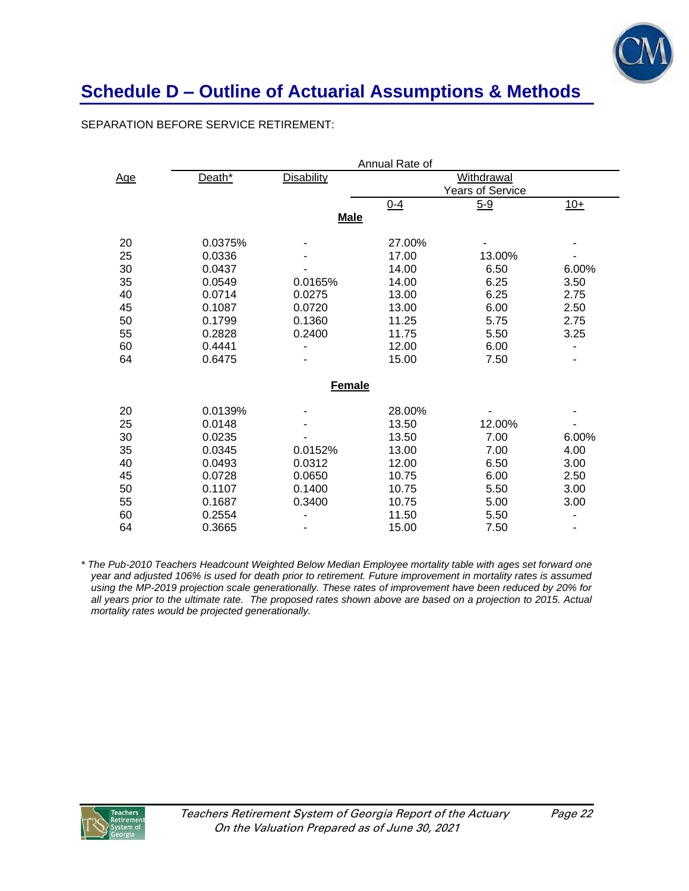## Schedule D – Outline of Actuarial Assumptions & Methods

SEPARATION BEFORE SERVICE RETIREMENT:

| | Annual Rate of | | | | |
|---|---|---|---|---|---|
| Age | Death* | Disability | Withdrawal Years of Service | | |
| | | | 0-4 | 5-9 | 10+ |
| **Male** | | | | | |
| 20 | 0.0375% | - | 27.00% | - | - |
| 25 | 0.0336 | - | 17.00 | 13.00% | - |
| 30 | 0.0437 | - | 14.00 | 6.50 | 6.00% |
| 35 | 0.0549 | 0.0165% | 14.00 | 6.25 | 3.50 |
| 40 | 0.0714 | 0.0275 | 13.00 | 6.25 | 2.75 |
| 45 | 0.1087 | 0.0720 | 13.00 | 6.00 | 2.50 |
| 50 | 0.1799 | 0.1360 | 11.25 | 5.75 | 2.75 |
| 55 | 0.2828 | 0.2400 | 11.75 | 5.50 | 3.25 |
| 60 | 0.4441 | - | 12.00 | 6.00 | - |
| 64 | 0.6475 | - | 15.00 | 7.50 | - |
| **Female** | | | | | |
| 20 | 0.0139% | - | 28.00% | - | - |
| 25 | 0.0148 | - | 13.50 | 12.00% | - |
| 30 | 0.0235 | - | 13.50 | 7.00 | 6.00% |
| 35 | 0.0345 | 0.0152% | 13.00 | 7.00 | 4.00 |
| 40 | 0.0493 | 0.0312 | 12.00 | 6.50 | 3.00 |
| 45 | 0.0728 | 0.0650 | 10.75 | 6.00 | 2.50 |
| 50 | 0.1107 | 0.1400 | 10.75 | 5.50 | 3.00 |
| 55 | 0.1687 | 0.3400 | 10.75 | 5.00 | 3.00 |
| 60 | 0.2554 | - | 11.50 | 5.50 | - |
| 64 | 0.3665 | - | 15.00 | 7.50 | - |

*\* The Pub-2010 Teachers Headcount Weighted Below Median Employee mortality table with ages set forward one year and adjusted 106% is used for death prior to retirement. Future improvement in mortality rates is assumed using the MP-2019 projection scale generationally. These rates of improvement have been reduced by 20% for all years prior to the ultimate rate. The proposed rates shown above are based on a projection to 2015. Actual mortality rates would be projected generationally.*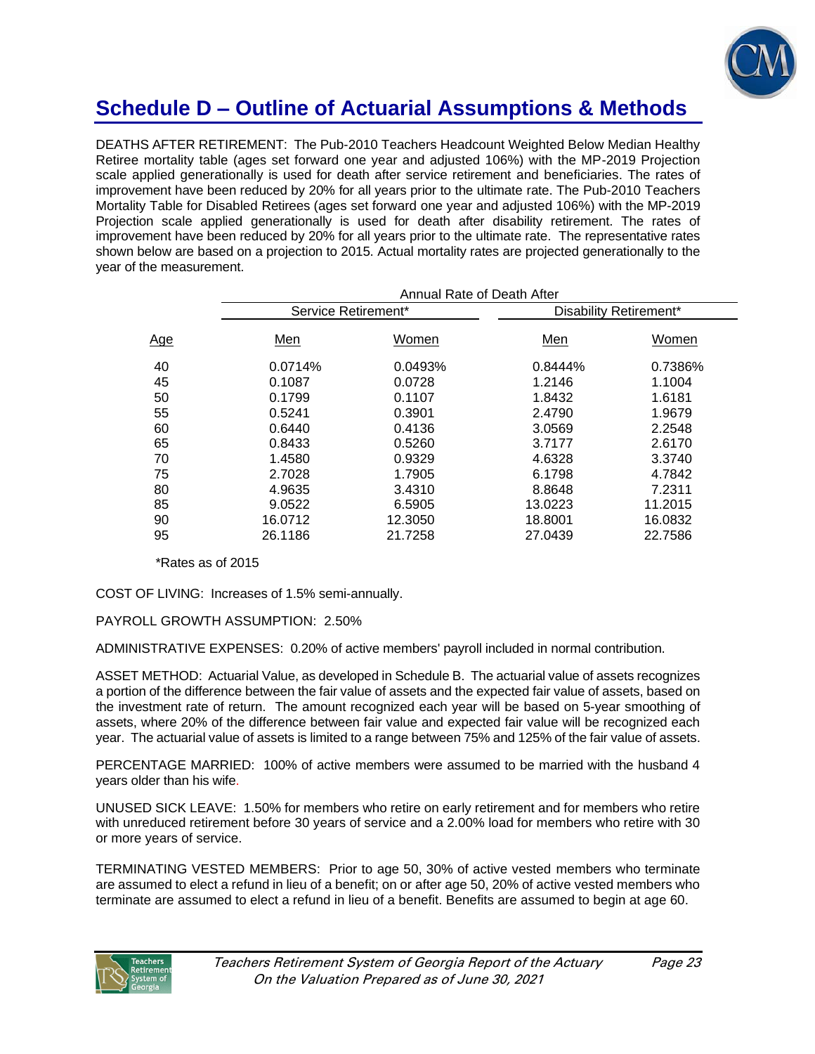# Schedule D – Outline of Actuarial Assumptions & Methods

DEATHS AFTER RETIREMENT: The Pub-2010 Teachers Headcount Weighted Below Median Healthy Retiree mortality table (ages set forward one year and adjusted 106%) with the MP-2019 Projection scale applied generationally is used for death after service retirement and beneficiaries. The rates of improvement have been reduced by 20% for all years prior to the ultimate rate. The Pub-2010 Teachers Mortality Table for Disabled Retirees (ages set forward one year and adjusted 106%) with the MP-2019 Projection scale applied generationally is used for death after disability retirement. The rates of improvement have been reduced by 20% for all years prior to the ultimate rate. The representative rates shown below are based on a projection to 2015. Actual mortality rates are projected generationally to the year of the measurement.

| | Annual Rate of Death After | | | |
|---|---|---|---|---|
| | Service Retirement* | | Disability Retirement* | |
| Age | Men | Women | Men | Women |
| 40 | 0.0714% | 0.0493% | 0.8444% | 0.7386% |
| 45 | 0.1087 | 0.0728 | 1.2146 | 1.1004 |
| 50 | 0.1799 | 0.1107 | 1.8432 | 1.6181 |
| 55 | 0.5241 | 0.3901 | 2.4790 | 1.9679 |
| 60 | 0.6440 | 0.4136 | 3.0569 | 2.2548 |
| 65 | 0.8433 | 0.5260 | 3.7177 | 2.6170 |
| 70 | 1.4580 | 0.9329 | 4.6328 | 3.3740 |
| 75 | 2.7028 | 1.7905 | 6.1798 | 4.7842 |
| 80 | 4.9635 | 3.4310 | 8.8648 | 7.2311 |
| 85 | 9.0522 | 6.5905 | 13.0223 | 11.2015 |
| 90 | 16.0712 | 12.3050 | 18.8001 | 16.0832 |
| 95 | 26.1186 | 21.7258 | 27.0439 | 22.7586 |

*Rates as of 2015

COST OF LIVING: Increases of 1.5% semi-annually.

PAYROLL GROWTH ASSUMPTION: 2.50%

ADMINISTRATIVE EXPENSES: 0.20% of active members' payroll included in normal contribution.

ASSET METHOD: Actuarial Value, as developed in Schedule B. The actuarial value of assets recognizes a portion of the difference between the fair value of assets and the expected fair value of assets, based on the investment rate of return. The amount recognized each year will be based on 5-year smoothing of assets, where 20% of the difference between fair value and expected fair value will be recognized each year. The actuarial value of assets is limited to a range between 75% and 125% of the fair value of assets.

PERCENTAGE MARRIED: 100% of active members were assumed to be married with the husband 4 years older than his wife.

UNUSED SICK LEAVE: 1.50% for members who retire on early retirement and for members who retire with unreduced retirement before 30 years of service and a 2.00% load for members who retire with 30 or more years of service.

TERMINATING VESTED MEMBERS: Prior to age 50, 30% of active vested members who terminate are assumed to elect a refund in lieu of a benefit; on or after age 50, 20% of active vested members who terminate are assumed to elect a refund in lieu of a benefit. Benefits are assumed to begin at age 60.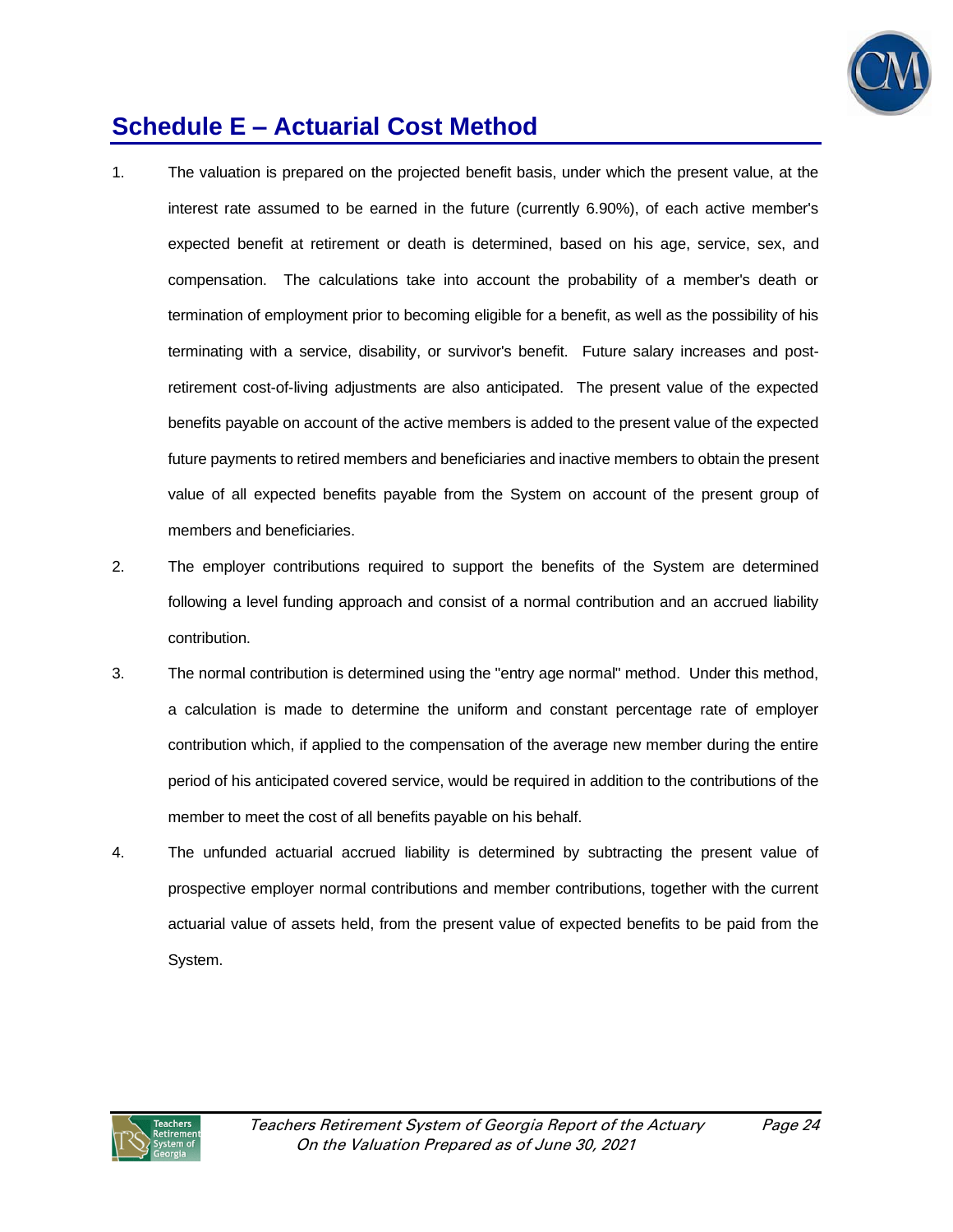## Schedule E – Actuarial Cost Method

1. The valuation is prepared on the projected benefit basis, under which the present value, at the interest rate assumed to be earned in the future (currently 6.90%), of each active member's expected benefit at retirement or death is determined, based on his age, service, sex, and compensation. The calculations take into account the probability of a member's death or termination of employment prior to becoming eligible for a benefit, as well as the possibility of his terminating with a service, disability, or survivor's benefit. Future salary increases and post-retirement cost-of-living adjustments are also anticipated. The present value of the expected benefits payable on account of the active members is added to the present value of the expected future payments to retired members and beneficiaries and inactive members to obtain the present value of all expected benefits payable from the System on account of the present group of members and beneficiaries.

2. The employer contributions required to support the benefits of the System are determined following a level funding approach and consist of a normal contribution and an accrued liability contribution.

3. The normal contribution is determined using the "entry age normal" method. Under this method, a calculation is made to determine the uniform and constant percentage rate of employer contribution which, if applied to the compensation of the average new member during the entire period of his anticipated covered service, would be required in addition to the contributions of the member to meet the cost of all benefits payable on his behalf.

4. The unfunded actuarial accrued liability is determined by subtracting the present value of prospective employer normal contributions and member contributions, together with the current actuarial value of assets held, from the present value of expected benefits to be paid from the System.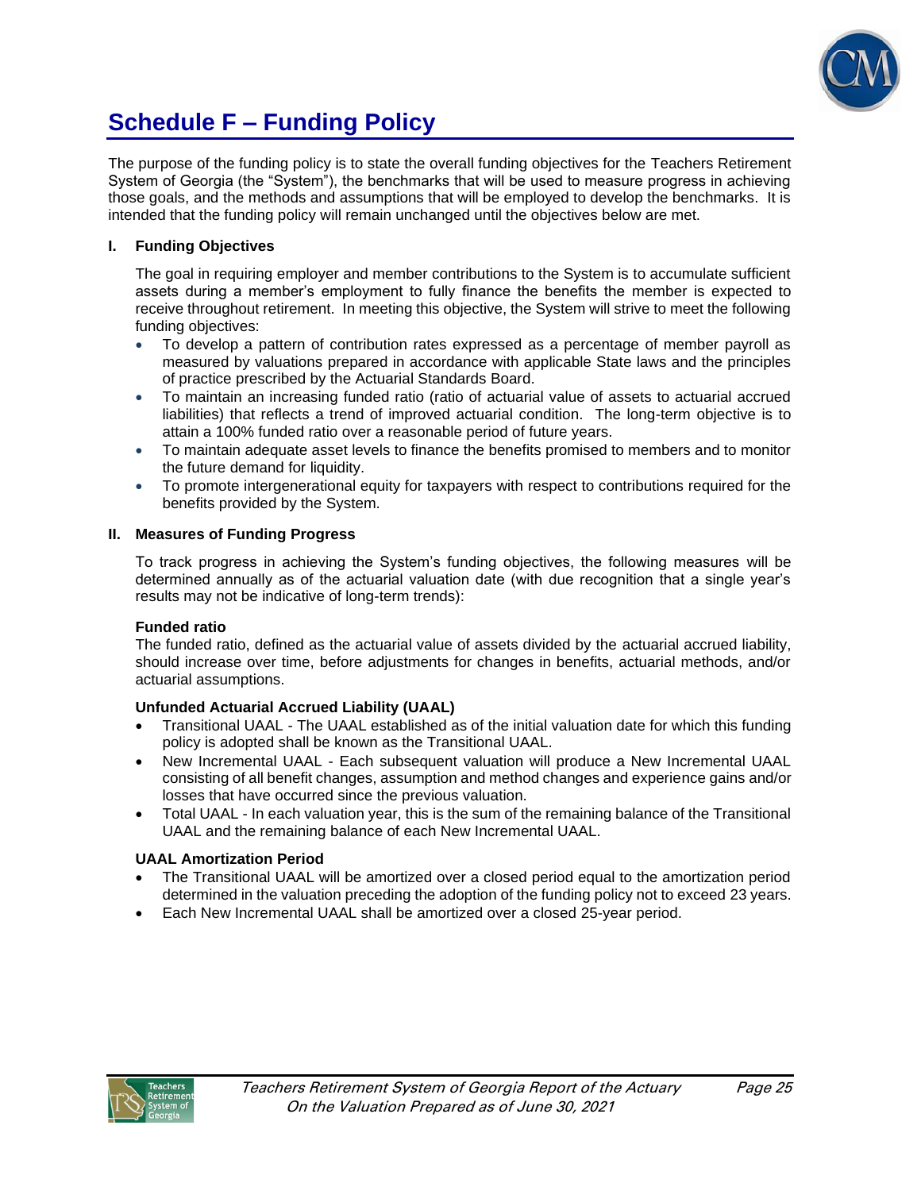# Schedule F – Funding Policy

The purpose of the funding policy is to state the overall funding objectives for the Teachers Retirement System of Georgia (the "System"), the benchmarks that will be used to measure progress in achieving those goals, and the methods and assumptions that will be employed to develop the benchmarks. It is intended that the funding policy will remain unchanged until the objectives below are met.

## I. Funding Objectives

The goal in requiring employer and member contributions to the System is to accumulate sufficient assets during a member's employment to fully finance the benefits the member is expected to receive throughout retirement. In meeting this objective, the System will strive to meet the following funding objectives:

- To develop a pattern of contribution rates expressed as a percentage of member payroll as measured by valuations prepared in accordance with applicable State laws and the principles of practice prescribed by the Actuarial Standards Board.
- To maintain an increasing funded ratio (ratio of actuarial value of assets to actuarial accrued liabilities) that reflects a trend of improved actuarial condition. The long-term objective is to attain a 100% funded ratio over a reasonable period of future years.
- To maintain adequate asset levels to finance the benefits promised to members and to monitor the future demand for liquidity.
- To promote intergenerational equity for taxpayers with respect to contributions required for the benefits provided by the System.

## II. Measures of Funding Progress

To track progress in achieving the System's funding objectives, the following measures will be determined annually as of the actuarial valuation date (with due recognition that a single year's results may not be indicative of long-term trends):

**Funded ratio**
The funded ratio, defined as the actuarial value of assets divided by the actuarial accrued liability, should increase over time, before adjustments for changes in benefits, actuarial methods, and/or actuarial assumptions.

**Unfunded Actuarial Accrued Liability (UAAL)**

- Transitional UAAL - The UAAL established as of the initial valuation date for which this funding policy is adopted shall be known as the Transitional UAAL.
- New Incremental UAAL - Each subsequent valuation will produce a New Incremental UAAL consisting of all benefit changes, assumption and method changes and experience gains and/or losses that have occurred since the previous valuation.
- Total UAAL - In each valuation year, this is the sum of the remaining balance of the Transitional UAAL and the remaining balance of each New Incremental UAAL.

**UAAL Amortization Period**

- The Transitional UAAL will be amortized over a closed period equal to the amortization period determined in the valuation preceding the adoption of the funding policy not to exceed 23 years.
- Each New Incremental UAAL shall be amortized over a closed 25-year period.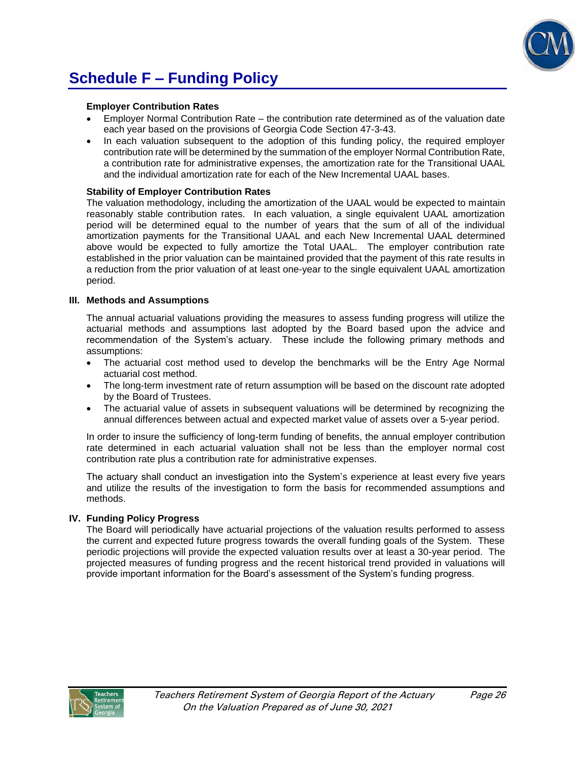# Schedule F – Funding Policy

**Employer Contribution Rates**

- Employer Normal Contribution Rate – the contribution rate determined as of the valuation date each year based on the provisions of Georgia Code Section 47-3-43.
- In each valuation subsequent to the adoption of this funding policy, the required employer contribution rate will be determined by the summation of the employer Normal Contribution Rate, a contribution rate for administrative expenses, the amortization rate for the Transitional UAAL and the individual amortization rate for each of the New Incremental UAAL bases.

**Stability of Employer Contribution Rates**

The valuation methodology, including the amortization of the UAAL would be expected to maintain reasonably stable contribution rates. In each valuation, a single equivalent UAAL amortization period will be determined equal to the number of years that the sum of all of the individual amortization payments for the Transitional UAAL and each New Incremental UAAL determined above would be expected to fully amortize the Total UAAL. The employer contribution rate established in the prior valuation can be maintained provided that the payment of this rate results in a reduction from the prior valuation of at least one-year to the single equivalent UAAL amortization period.

## III. Methods and Assumptions

The annual actuarial valuations providing the measures to assess funding progress will utilize the actuarial methods and assumptions last adopted by the Board based upon the advice and recommendation of the System's actuary. These include the following primary methods and assumptions:

- The actuarial cost method used to develop the benchmarks will be the Entry Age Normal actuarial cost method.
- The long-term investment rate of return assumption will be based on the discount rate adopted by the Board of Trustees.
- The actuarial value of assets in subsequent valuations will be determined by recognizing the annual differences between actual and expected market value of assets over a 5-year period.

In order to insure the sufficiency of long-term funding of benefits, the annual employer contribution rate determined in each actuarial valuation shall not be less than the employer normal cost contribution rate plus a contribution rate for administrative expenses.

The actuary shall conduct an investigation into the System's experience at least every five years and utilize the results of the investigation to form the basis for recommended assumptions and methods.

## IV. Funding Policy Progress

The Board will periodically have actuarial projections of the valuation results performed to assess the current and expected future progress towards the overall funding goals of the System. These periodic projections will provide the expected valuation results over at least a 30-year period. The projected measures of funding progress and the recent historical trend provided in valuations will provide important information for the Board's assessment of the System's funding progress.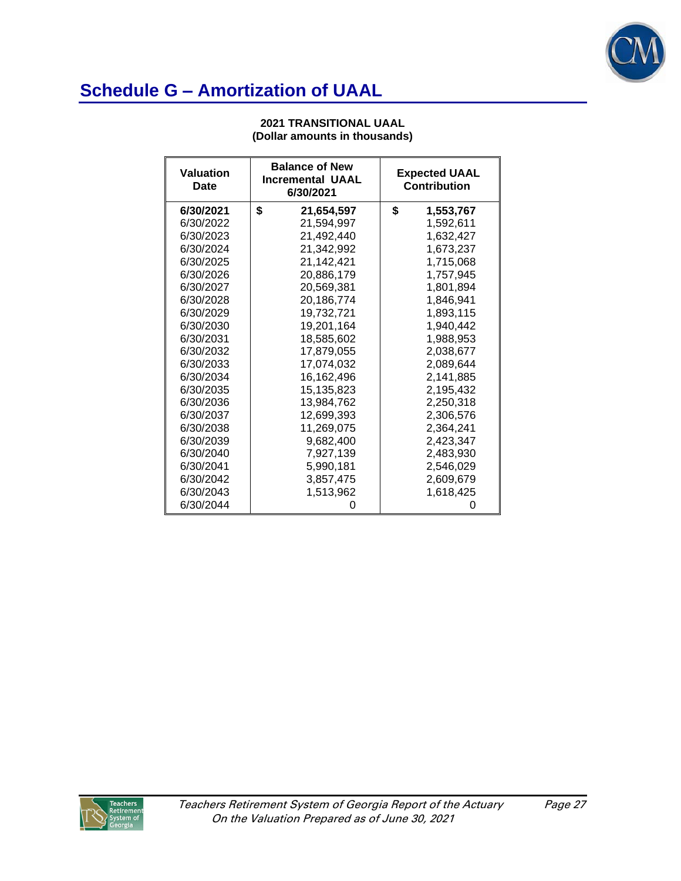## Schedule G – Amortization of UAAL

**2021 TRANSITIONAL UAAL**
**(Dollar amounts in thousands)**

| Valuation Date | Balance of New Incremental UAAL 6/30/2021 | Expected UAAL Contribution |
|---|---|---|
| **6/30/2021** | **$ 21,654,597** | **$ 1,553,767** |
| 6/30/2022 | 21,594,997 | 1,592,611 |
| 6/30/2023 | 21,492,440 | 1,632,427 |
| 6/30/2024 | 21,342,992 | 1,673,237 |
| 6/30/2025 | 21,142,421 | 1,715,068 |
| 6/30/2026 | 20,886,179 | 1,757,945 |
| 6/30/2027 | 20,569,381 | 1,801,894 |
| 6/30/2028 | 20,186,774 | 1,846,941 |
| 6/30/2029 | 19,732,721 | 1,893,115 |
| 6/30/2030 | 19,201,164 | 1,940,442 |
| 6/30/2031 | 18,585,602 | 1,988,953 |
| 6/30/2032 | 17,879,055 | 2,038,677 |
| 6/30/2033 | 17,074,032 | 2,089,644 |
| 6/30/2034 | 16,162,496 | 2,141,885 |
| 6/30/2035 | 15,135,823 | 2,195,432 |
| 6/30/2036 | 13,984,762 | 2,250,318 |
| 6/30/2037 | 12,699,393 | 2,306,576 |
| 6/30/2038 | 11,269,075 | 2,364,241 |
| 6/30/2039 | 9,682,400 | 2,423,347 |
| 6/30/2040 | 7,927,139 | 2,483,930 |
| 6/30/2041 | 5,990,181 | 2,546,029 |
| 6/30/2042 | 3,857,475 | 2,609,679 |
| 6/30/2043 | 1,513,962 | 1,618,425 |
| 6/30/2044 | 0 | 0 |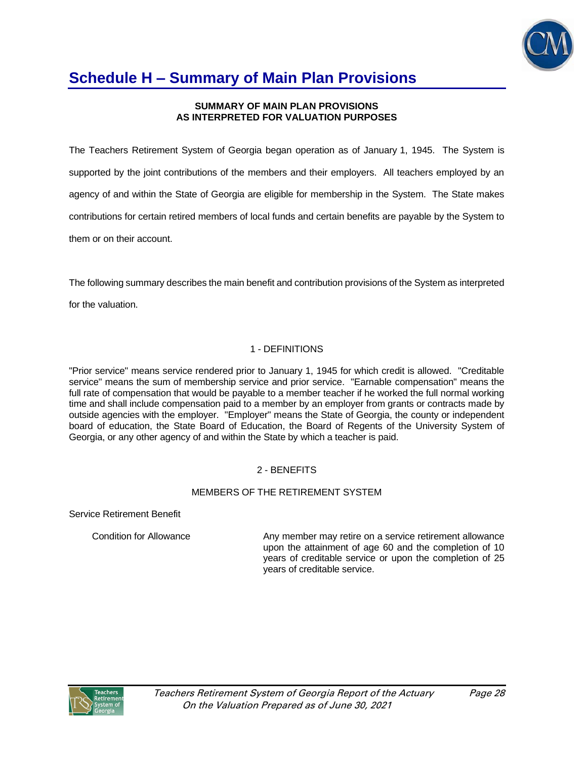# Schedule H – Summary of Main Plan Provisions

**SUMMARY OF MAIN PLAN PROVISIONS**
**AS INTERPRETED FOR VALUATION PURPOSES**

The Teachers Retirement System of Georgia began operation as of January 1, 1945. The System is supported by the joint contributions of the members and their employers. All teachers employed by an agency of and within the State of Georgia are eligible for membership in the System. The State makes contributions for certain retired members of local funds and certain benefits are payable by the System to them or on their account.

The following summary describes the main benefit and contribution provisions of the System as interpreted for the valuation.

## 1 - DEFINITIONS

"Prior service" means service rendered prior to January 1, 1945 for which credit is allowed. "Creditable service" means the sum of membership service and prior service. "Earnable compensation" means the full rate of compensation that would be payable to a member teacher if he worked the full normal working time and shall include compensation paid to a member by an employer from grants or contracts made by outside agencies with the employer. "Employer" means the State of Georgia, the county or independent board of education, the State Board of Education, the Board of Regents of the University System of Georgia, or any other agency of and within the State by which a teacher is paid.

## 2 - BENEFITS

### MEMBERS OF THE RETIREMENT SYSTEM

Service Retirement Benefit

| | |
|---|---|
| Condition for Allowance | Any member may retire on a service retirement allowance upon the attainment of age 60 and the completion of 10 years of creditable service or upon the completion of 25 years of creditable service. |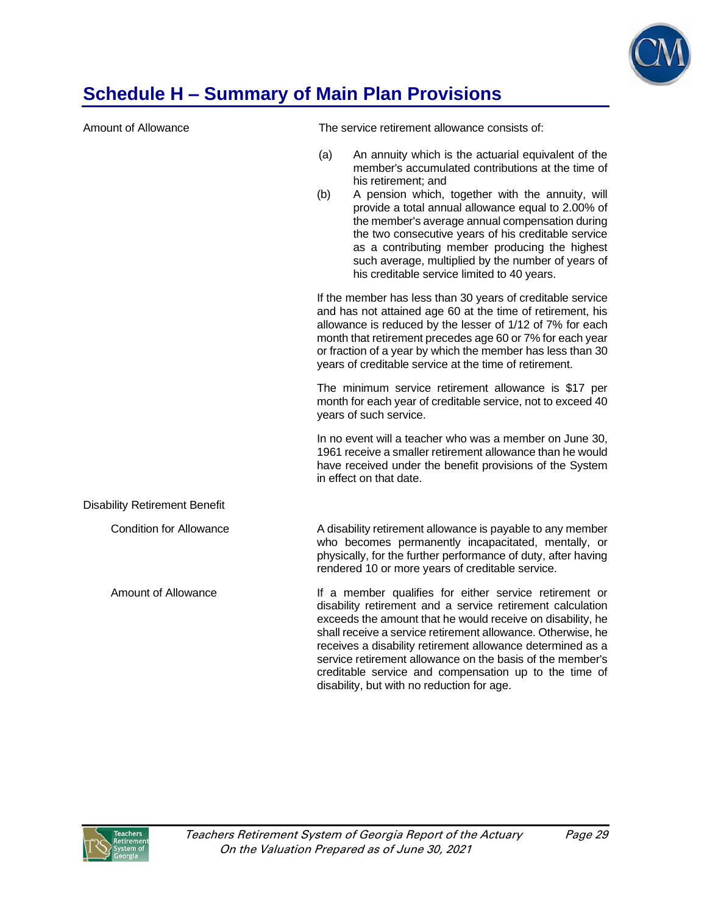## Schedule H – Summary of Main Plan Provisions

**Amount of Allowance**

The service retirement allowance consists of:

(a) An annuity which is the actuarial equivalent of the member's accumulated contributions at the time of his retirement; and

(b) A pension which, together with the annuity, will provide a total annual allowance equal to 2.00% of the member's average annual compensation during the two consecutive years of his creditable service as a contributing member producing the highest such average, multiplied by the number of years of his creditable service limited to 40 years.

If the member has less than 30 years of creditable service and has not attained age 60 at the time of retirement, his allowance is reduced by the lesser of 1/12 of 7% for each month that retirement precedes age 60 or 7% for each year or fraction of a year by which the member has less than 30 years of creditable service at the time of retirement.

The minimum service retirement allowance is $17 per month for each year of creditable service, not to exceed 40 years of such service.

In no event will a teacher who was a member on June 30, 1961 receive a smaller retirement allowance than he would have received under the benefit provisions of the System in effect on that date.

**Disability Retirement Benefit**

*Condition for Allowance*

A disability retirement allowance is payable to any member who becomes permanently incapacitated, mentally, or physically, for the further performance of duty, after having rendered 10 or more years of creditable service.

*Amount of Allowance*

If a member qualifies for either service retirement or disability retirement and a service retirement calculation exceeds the amount that he would receive on disability, he shall receive a service retirement allowance. Otherwise, he receives a disability retirement allowance determined as a service retirement allowance on the basis of the member's creditable service and compensation up to the time of disability, but with no reduction for age.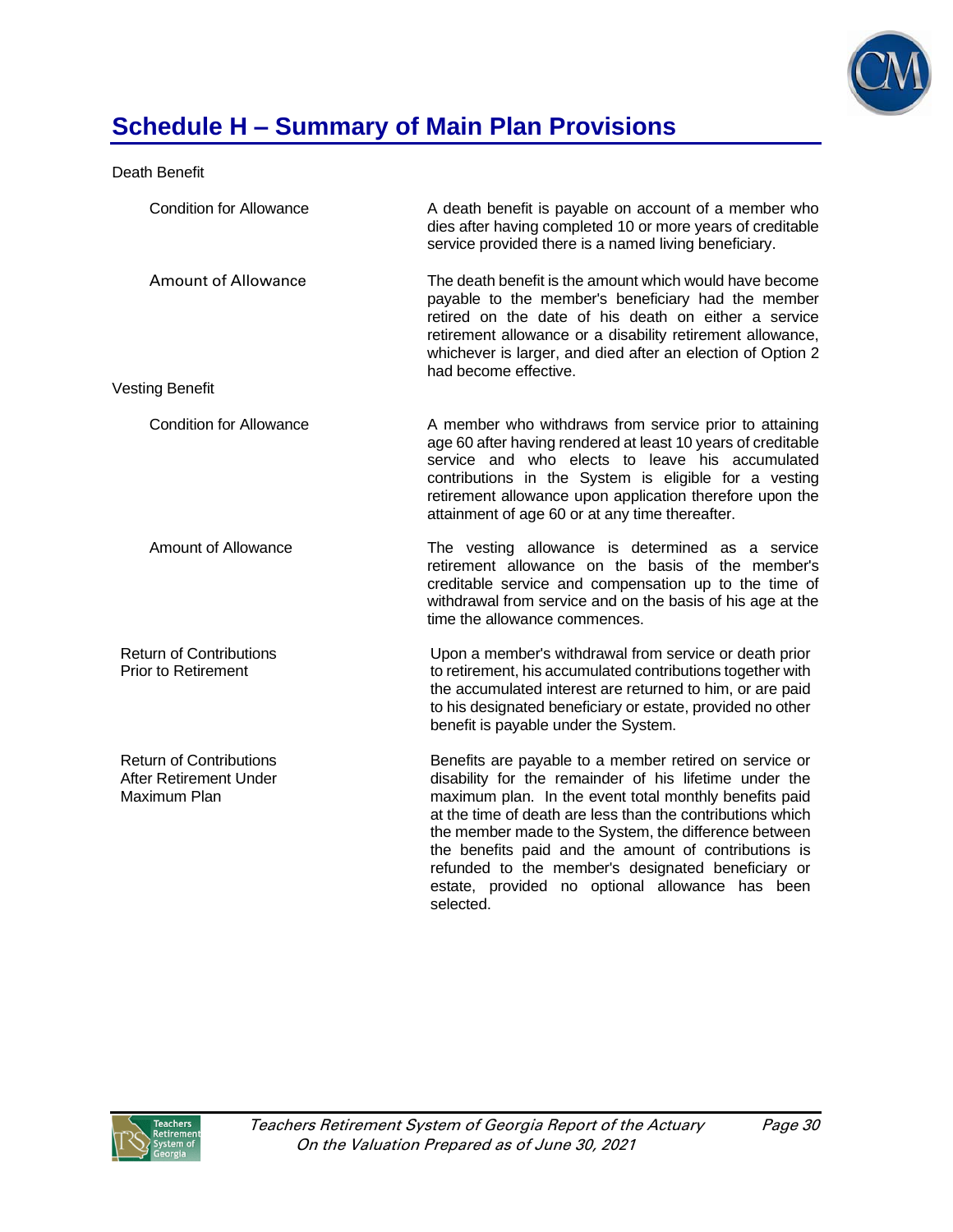# Schedule H – Summary of Main Plan Provisions

**Death Benefit**

| | |
|---|---|
| Condition for Allowance | A death benefit is payable on account of a member who dies after having completed 10 or more years of creditable service provided there is a named living beneficiary. |
| Amount of Allowance | The death benefit is the amount which would have become payable to the member's beneficiary had the member retired on the date of his death on either a service retirement allowance or a disability retirement allowance, whichever is larger, and died after an election of Option 2 had become effective. |

**Vesting Benefit**

| | |
|---|---|
| Condition for Allowance | A member who withdraws from service prior to attaining age 60 after having rendered at least 10 years of creditable service and who elects to leave his accumulated contributions in the System is eligible for a vesting retirement allowance upon application therefore upon the attainment of age 60 or at any time thereafter. |
| Amount of Allowance | The vesting allowance is determined as a service retirement allowance on the basis of the member's creditable service and compensation up to the time of withdrawal from service and on the basis of his age at the time the allowance commences. |

| | |
|---|---|
| Return of Contributions Prior to Retirement | Upon a member's withdrawal from service or death prior to retirement, his accumulated contributions together with the accumulated interest are returned to him, or are paid to his designated beneficiary or estate, provided no other benefit is payable under the System. |
| Return of Contributions After Retirement Under Maximum Plan | Benefits are payable to a member retired on service or disability for the remainder of his lifetime under the maximum plan. In the event total monthly benefits paid at the time of death are less than the contributions which the member made to the System, the difference between the benefits paid and the amount of contributions is refunded to the member's designated beneficiary or estate, provided no optional allowance has been selected. |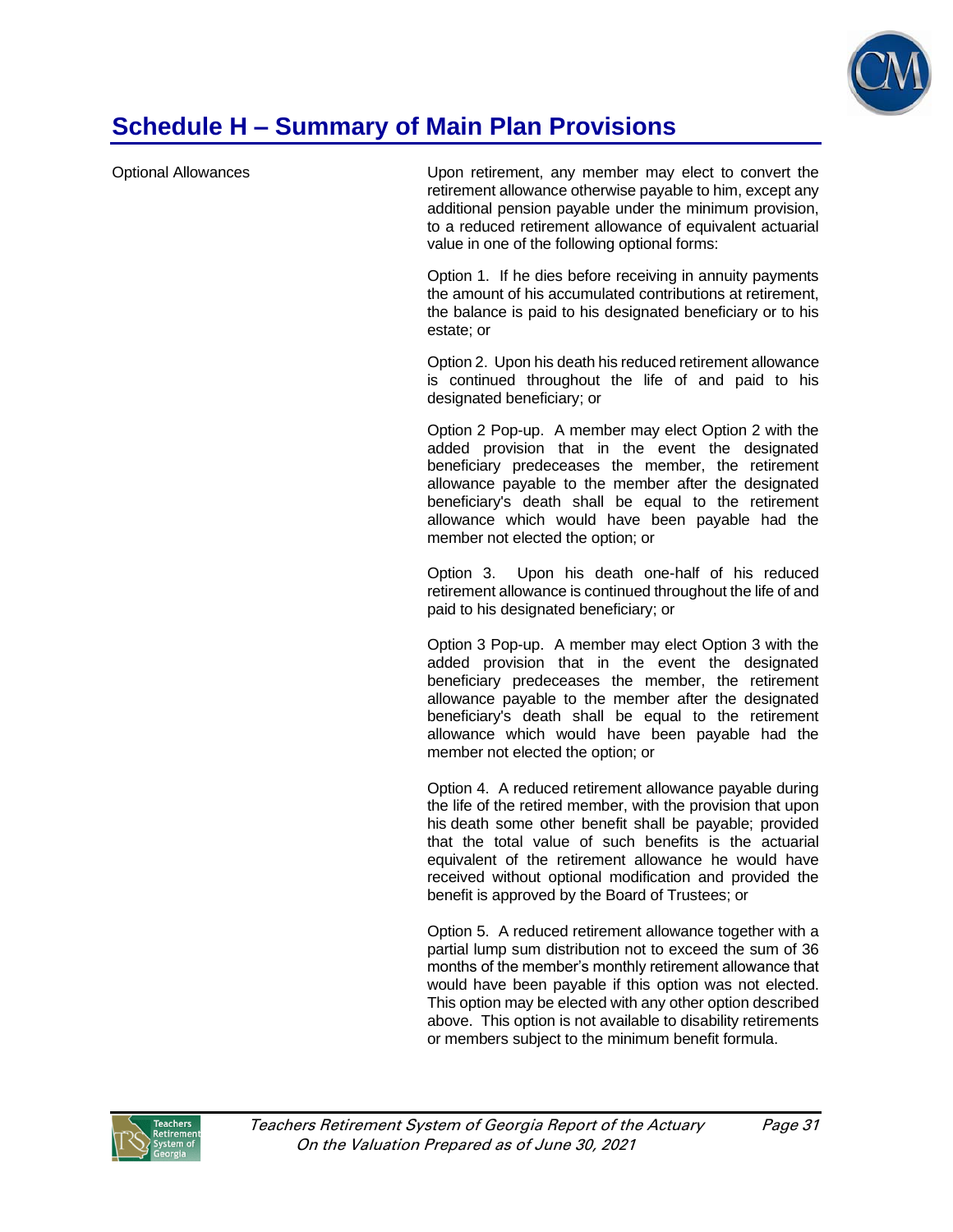## Schedule H – Summary of Main Plan Provisions

**Optional Allowances**

Upon retirement, any member may elect to convert the retirement allowance otherwise payable to him, except any additional pension payable under the minimum provision, to a reduced retirement allowance of equivalent actuarial value in one of the following optional forms:

Option 1. If he dies before receiving in annuity payments the amount of his accumulated contributions at retirement, the balance is paid to his designated beneficiary or to his estate; or

Option 2. Upon his death his reduced retirement allowance is continued throughout the life of and paid to his designated beneficiary; or

Option 2 Pop-up. A member may elect Option 2 with the added provision that in the event the designated beneficiary predeceases the member, the retirement allowance payable to the member after the designated beneficiary's death shall be equal to the retirement allowance which would have been payable had the member not elected the option; or

Option 3. Upon his death one-half of his reduced retirement allowance is continued throughout the life of and paid to his designated beneficiary; or

Option 3 Pop-up. A member may elect Option 3 with the added provision that in the event the designated beneficiary predeceases the member, the retirement allowance payable to the member after the designated beneficiary's death shall be equal to the retirement allowance which would have been payable had the member not elected the option; or

Option 4. A reduced retirement allowance payable during the life of the retired member, with the provision that upon his death some other benefit shall be payable; provided that the total value of such benefits is the actuarial equivalent of the retirement allowance he would have received without optional modification and provided the benefit is approved by the Board of Trustees; or

Option 5. A reduced retirement allowance together with a partial lump sum distribution not to exceed the sum of 36 months of the member's monthly retirement allowance that would have been payable if this option was not elected. This option may be elected with any other option described above. This option is not available to disability retirements or members subject to the minimum benefit formula.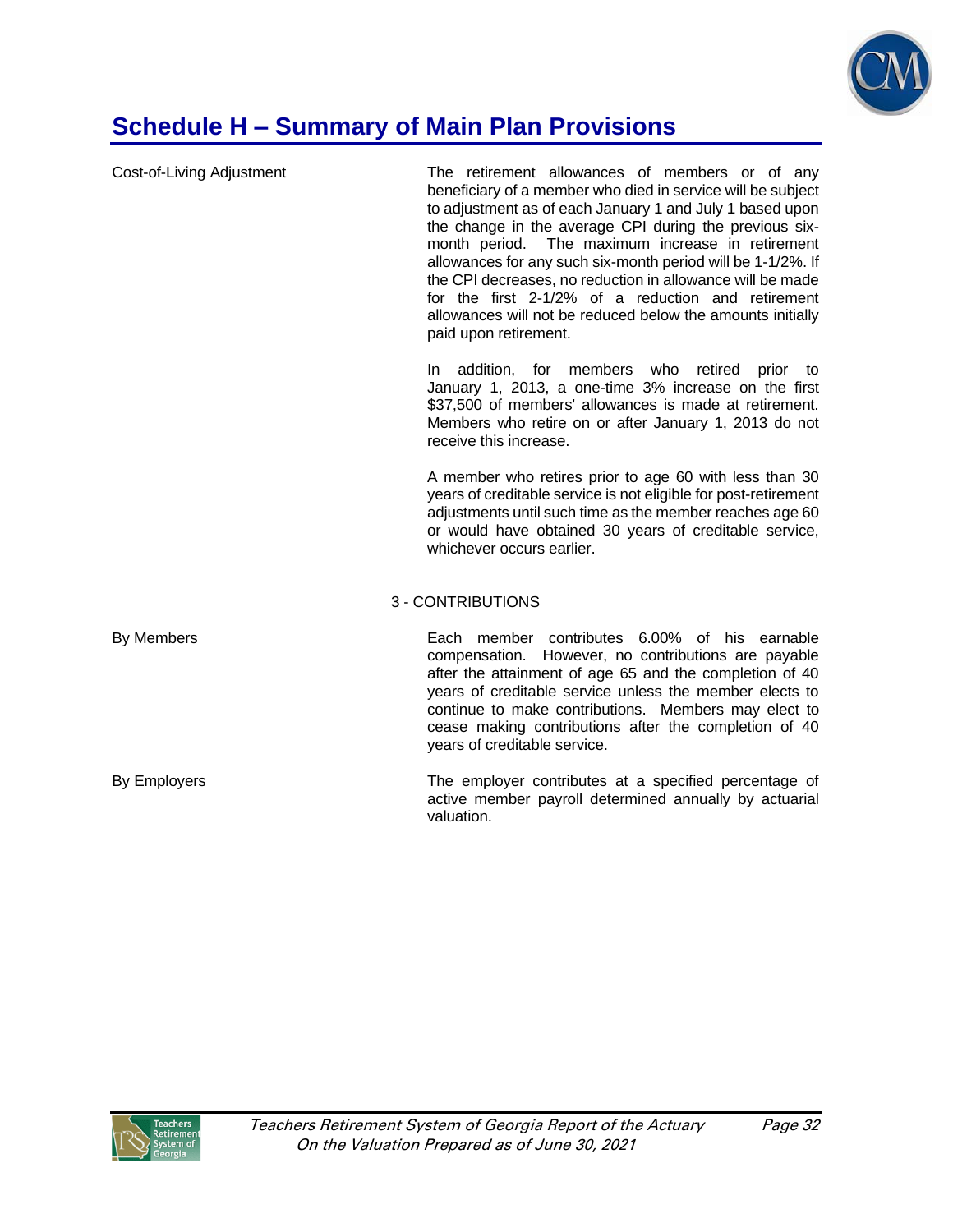# Schedule H – Summary of Main Plan Provisions

**Cost-of-Living Adjustment**

The retirement allowances of members or of any beneficiary of a member who died in service will be subject to adjustment as of each January 1 and July 1 based upon the change in the average CPI during the previous six-month period. The maximum increase in retirement allowances for any such six-month period will be 1-1/2%. If the CPI decreases, no reduction in allowance will be made for the first 2-1/2% of a reduction and retirement allowances will not be reduced below the amounts initially paid upon retirement.

In addition, for members who retired prior to January 1, 2013, a one-time 3% increase on the first $37,500 of members' allowances is made at retirement. Members who retire on or after January 1, 2013 do not receive this increase.

A member who retires prior to age 60 with less than 30 years of creditable service is not eligible for post-retirement adjustments until such time as the member reaches age 60 or would have obtained 30 years of creditable service, whichever occurs earlier.

## 3 - CONTRIBUTIONS

**By Members**

Each member contributes 6.00% of his earnable compensation. However, no contributions are payable after the attainment of age 65 and the completion of 40 years of creditable service unless the member elects to continue to make contributions. Members may elect to cease making contributions after the completion of 40 years of creditable service.

**By Employers**

The employer contributes at a specified percentage of active member payroll determined annually by actuarial valuation.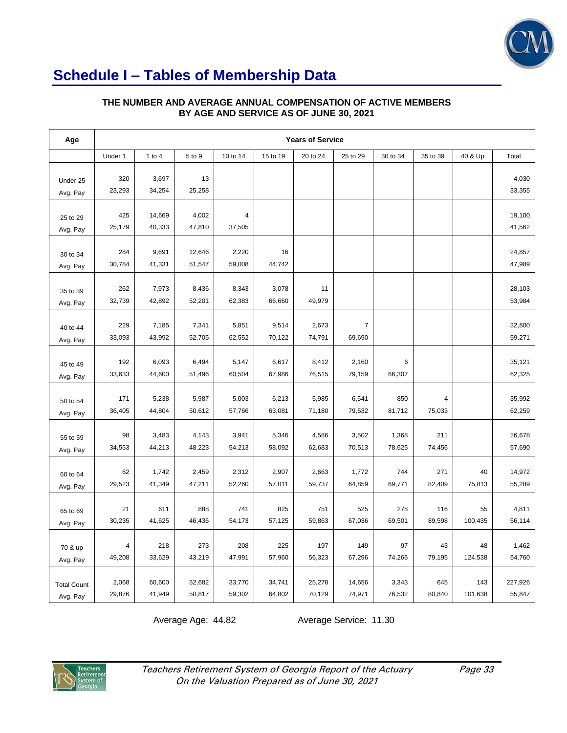# Schedule I – Tables of Membership Data

**THE NUMBER AND AVERAGE ANNUAL COMPENSATION OF ACTIVE MEMBERS BY AGE AND SERVICE AS OF JUNE 30, 2021**

| Age | Years of Service | | | | | | | | | | |
|---|---|---|---|---|---|---|---|---|---|---|---|
| | Under 1 | 1 to 4 | 5 to 9 | 10 to 14 | 15 to 19 | 20 to 24 | 25 to 29 | 30 to 34 | 35 to 39 | 40 & Up | Total |
| Under 25 | 320 | 3,697 | 13 | | | | | | | | 4,030 |
| Avg. Pay | 23,293 | 34,254 | 25,258 | | | | | | | | 33,355 |
| 25 to 29 | 425 | 14,669 | 4,002 | 4 | | | | | | | 19,100 |
| Avg. Pay | 25,179 | 40,333 | 47,810 | 37,505 | | | | | | | 41,562 |
| 30 to 34 | 284 | 9,691 | 12,646 | 2,220 | 16 | | | | | | 24,857 |
| Avg. Pay | 30,784 | 41,331 | 51,547 | 59,008 | 44,742 | | | | | | 47,989 |
| 35 to 39 | 262 | 7,973 | 8,436 | 8,343 | 3,078 | 11 | | | | | 28,103 |
| Avg. Pay | 32,739 | 42,892 | 52,201 | 62,383 | 66,660 | 49,979 | | | | | 53,984 |
| 40 to 44 | 229 | 7,185 | 7,341 | 5,851 | 9,514 | 2,673 | 7 | | | | 32,800 |
| Avg. Pay | 33,093 | 43,992 | 52,705 | 62,552 | 70,122 | 74,791 | 69,690 | | | | 59,271 |
| 45 to 49 | 192 | 6,093 | 6,494 | 5,147 | 6,617 | 8,412 | 2,160 | 6 | | | 35,121 |
| Avg. Pay | 33,633 | 44,600 | 51,496 | 60,504 | 67,986 | 76,515 | 79,159 | 66,307 | | | 62,325 |
| 50 to 54 | 171 | 5,238 | 5,987 | 5,003 | 6,213 | 5,985 | 6,541 | 850 | 4 | | 35,992 |
| Avg. Pay | 36,405 | 44,804 | 50,612 | 57,766 | 63,081 | 71,180 | 79,532 | 81,712 | 75,033 | | 62,259 |
| 55 to 59 | 98 | 3,483 | 4,143 | 3,941 | 5,346 | 4,586 | 3,502 | 1,368 | 211 | | 26,678 |
| Avg. Pay | 34,553 | 44,213 | 48,223 | 54,213 | 58,092 | 62,683 | 70,513 | 78,625 | 74,456 | | 57,690 |
| 60 to 64 | 62 | 1,742 | 2,459 | 2,312 | 2,907 | 2,663 | 1,772 | 744 | 271 | 40 | 14,972 |
| Avg. Pay | 29,523 | 41,349 | 47,211 | 52,260 | 57,011 | 59,737 | 64,859 | 69,771 | 82,409 | 75,813 | 55,289 |
| 65 to 69 | 21 | 611 | 888 | 741 | 825 | 751 | 525 | 278 | 116 | 55 | 4,811 |
| Avg. Pay | 30,235 | 41,625 | 46,436 | 54,173 | 57,125 | 59,863 | 67,036 | 69,501 | 89,598 | 100,435 | 56,114 |
| 70 & up | 4 | 218 | 273 | 208 | 225 | 197 | 149 | 97 | 43 | 48 | 1,462 |
| Avg. Pay | 49,208 | 33,629 | 43,219 | 47,991 | 57,960 | 56,323 | 67,296 | 74,266 | 79,195 | 124,538 | 54,760 |
| Total Count | 2,068 | 60,600 | 52,682 | 33,770 | 34,741 | 25,278 | 14,656 | 3,343 | 645 | 143 | 227,926 |
| Avg. Pay | 29,876 | 41,949 | 50,817 | 59,302 | 64,802 | 70,129 | 74,971 | 76,532 | 80,840 | 101,638 | 55,847 |

Average Age: 44.82 Average Service: 11.30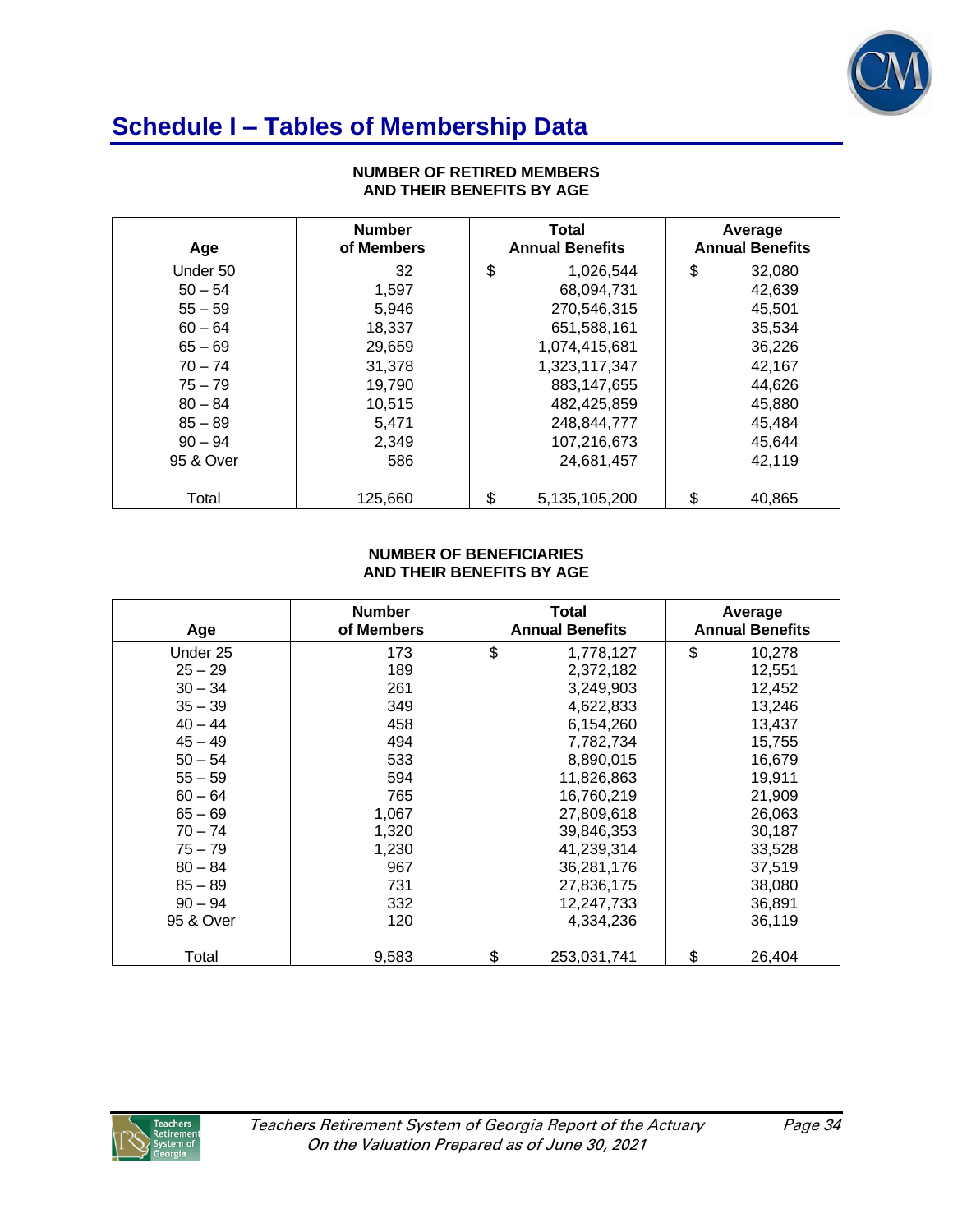# Schedule I – Tables of Membership Data

**NUMBER OF RETIRED MEMBERS AND THEIR BENEFITS BY AGE**

| Age | Number of Members | Total Annual Benefits | Average Annual Benefits |
|---|---|---|---|
| Under 50 | 32 | $ 1,026,544 | $ 32,080 |
| 50 – 54 | 1,597 | 68,094,731 | 42,639 |
| 55 – 59 | 5,946 | 270,546,315 | 45,501 |
| 60 – 64 | 18,337 | 651,588,161 | 35,534 |
| 65 – 69 | 29,659 | 1,074,415,681 | 36,226 |
| 70 – 74 | 31,378 | 1,323,117,347 | 42,167 |
| 75 – 79 | 19,790 | 883,147,655 | 44,626 |
| 80 – 84 | 10,515 | 482,425,859 | 45,880 |
| 85 – 89 | 5,471 | 248,844,777 | 45,484 |
| 90 – 94 | 2,349 | 107,216,673 | 45,644 |
| 95 & Over | 586 | 24,681,457 | 42,119 |
| Total | 125,660 | $ 5,135,105,200 | $ 40,865 |

**NUMBER OF BENEFICIARIES AND THEIR BENEFITS BY AGE**

| Age | Number of Members | Total Annual Benefits | Average Annual Benefits |
|---|---|---|---|
| Under 25 | 173 | $ 1,778,127 | $ 10,278 |
| 25 – 29 | 189 | 2,372,182 | 12,551 |
| 30 – 34 | 261 | 3,249,903 | 12,452 |
| 35 – 39 | 349 | 4,622,833 | 13,246 |
| 40 – 44 | 458 | 6,154,260 | 13,437 |
| 45 – 49 | 494 | 7,782,734 | 15,755 |
| 50 – 54 | 533 | 8,890,015 | 16,679 |
| 55 – 59 | 594 | 11,826,863 | 19,911 |
| 60 – 64 | 765 | 16,760,219 | 21,909 |
| 65 – 69 | 1,067 | 27,809,618 | 26,063 |
| 70 – 74 | 1,320 | 39,846,353 | 30,187 |
| 75 – 79 | 1,230 | 41,239,314 | 33,528 |
| 80 – 84 | 967 | 36,281,176 | 37,519 |
| 85 – 89 | 731 | 27,836,175 | 38,080 |
| 90 – 94 | 332 | 12,247,733 | 36,891 |
| 95 & Over | 120 | 4,334,236 | 36,119 |
| Total | 9,583 | $ 253,031,741 | $ 26,404 |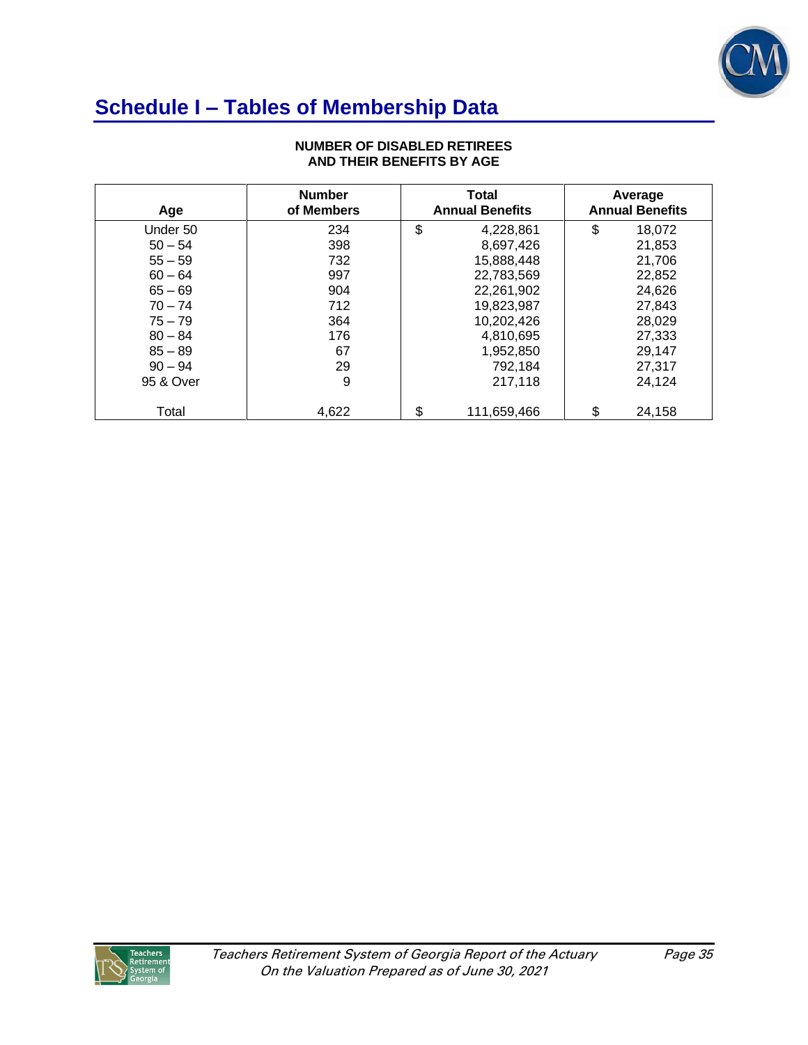## Schedule I – Tables of Membership Data

**NUMBER OF DISABLED RETIREES AND THEIR BENEFITS BY AGE**

| Age | Number of Members | Total Annual Benefits | Average Annual Benefits |
|---|---|---|---|
| Under 50 | 234 | $ 4,228,861 | $ 18,072 |
| 50 – 54 | 398 | 8,697,426 | 21,853 |
| 55 – 59 | 732 | 15,888,448 | 21,706 |
| 60 – 64 | 997 | 22,783,569 | 22,852 |
| 65 – 69 | 904 | 22,261,902 | 24,626 |
| 70 – 74 | 712 | 19,823,987 | 27,843 |
| 75 – 79 | 364 | 10,202,426 | 28,029 |
| 80 – 84 | 176 | 4,810,695 | 27,333 |
| 85 – 89 | 67 | 1,952,850 | 29,147 |
| 90 – 94 | 29 | 792,184 | 27,317 |
| 95 & Over | 9 | 217,118 | 24,124 |
| Total | 4,622 | $ 111,659,466 | $ 24,158 |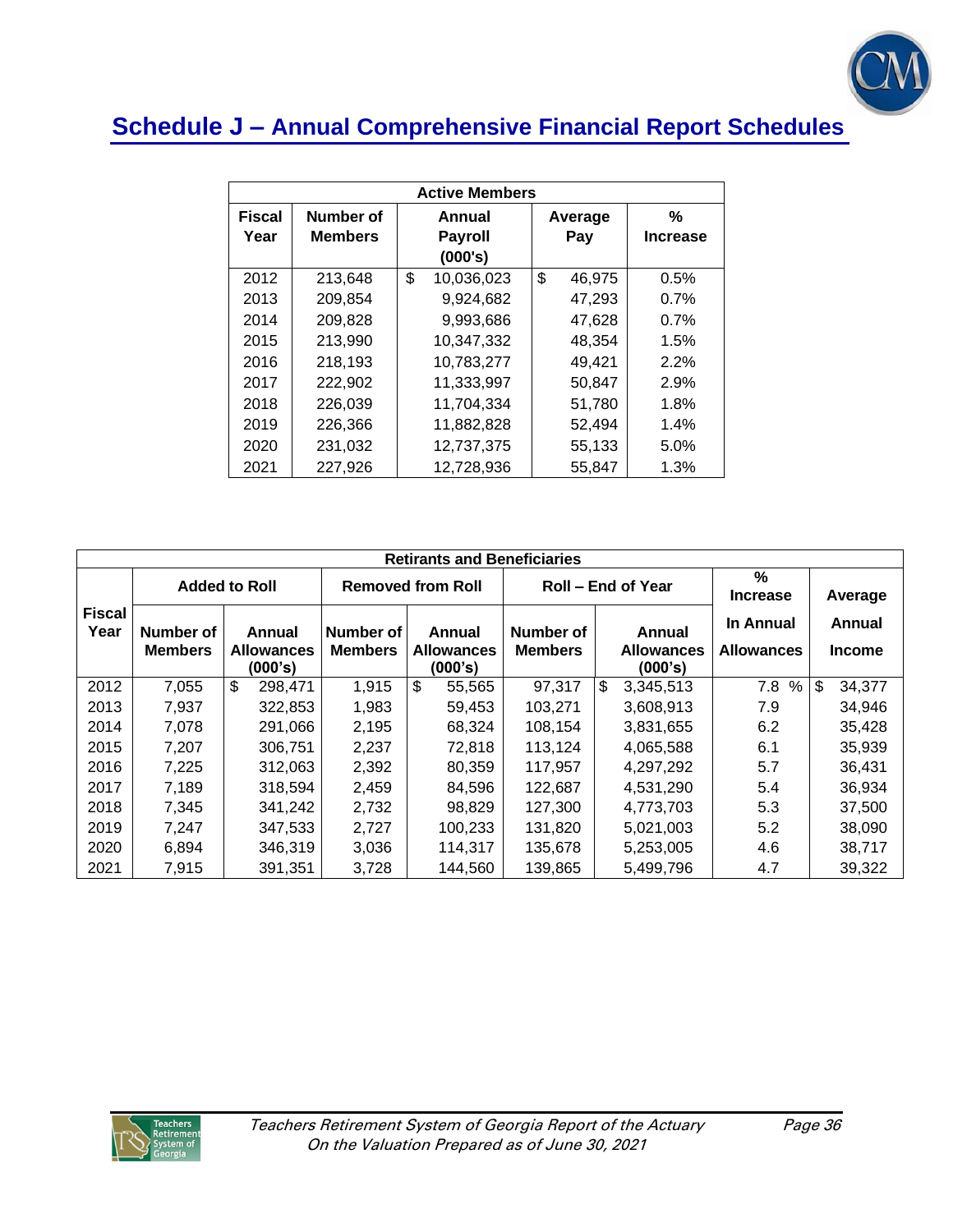## Schedule J – Annual Comprehensive Financial Report Schedules

| Active Members | | | | |
|---|---|---|---|---|
| Fiscal Year | Number of Members | Annual Payroll (000's) | Average Pay | % Increase |
| 2012 | 213,648 | $ 10,036,023 | $ 46,975 | 0.5% |
| 2013 | 209,854 | 9,924,682 | 47,293 | 0.7% |
| 2014 | 209,828 | 9,993,686 | 47,628 | 0.7% |
| 2015 | 213,990 | 10,347,332 | 48,354 | 1.5% |
| 2016 | 218,193 | 10,783,277 | 49,421 | 2.2% |
| 2017 | 222,902 | 11,333,997 | 50,847 | 2.9% |
| 2018 | 226,039 | 11,704,334 | 51,780 | 1.8% |
| 2019 | 226,366 | 11,882,828 | 52,494 | 1.4% |
| 2020 | 231,032 | 12,737,375 | 55,133 | 5.0% |
| 2021 | 227,926 | 12,728,936 | 55,847 | 1.3% |

| Retirants and Beneficiaries | | | | | | | | |
|---|---|---|---|---|---|---|---|---|
| Fiscal Year | Added to Roll | | Removed from Roll | | Roll – End of Year | | % Increase In Annual Allowances | Average Annual Income |
| | Number of Members | Annual Allowances (000's) | Number of Members | Annual Allowances (000's) | Number of Members | Annual Allowances (000's) | | |
| 2012 | 7,055 | $ 298,471 | 1,915 | $ 55,565 | 97,317 | $ 3,345,513 | 7.8 % | $ 34,377 |
| 2013 | 7,937 | 322,853 | 1,983 | 59,453 | 103,271 | 3,608,913 | 7.9 | 34,946 |
| 2014 | 7,078 | 291,066 | 2,195 | 68,324 | 108,154 | 3,831,655 | 6.2 | 35,428 |
| 2015 | 7,207 | 306,751 | 2,237 | 72,818 | 113,124 | 4,065,588 | 6.1 | 35,939 |
| 2016 | 7,225 | 312,063 | 2,392 | 80,359 | 117,957 | 4,297,292 | 5.7 | 36,431 |
| 2017 | 7,189 | 318,594 | 2,459 | 84,596 | 122,687 | 4,531,290 | 5.4 | 36,934 |
| 2018 | 7,345 | 341,242 | 2,732 | 98,829 | 127,300 | 4,773,703 | 5.3 | 37,500 |
| 2019 | 7,247 | 347,533 | 2,727 | 100,233 | 131,820 | 5,021,003 | 5.2 | 38,090 |
| 2020 | 6,894 | 346,319 | 3,036 | 114,317 | 135,678 | 5,253,005 | 4.6 | 38,717 |
| 2021 | 7,915 | 391,351 | 3,728 | 144,560 | 139,865 | 5,499,796 | 4.7 | 39,322 |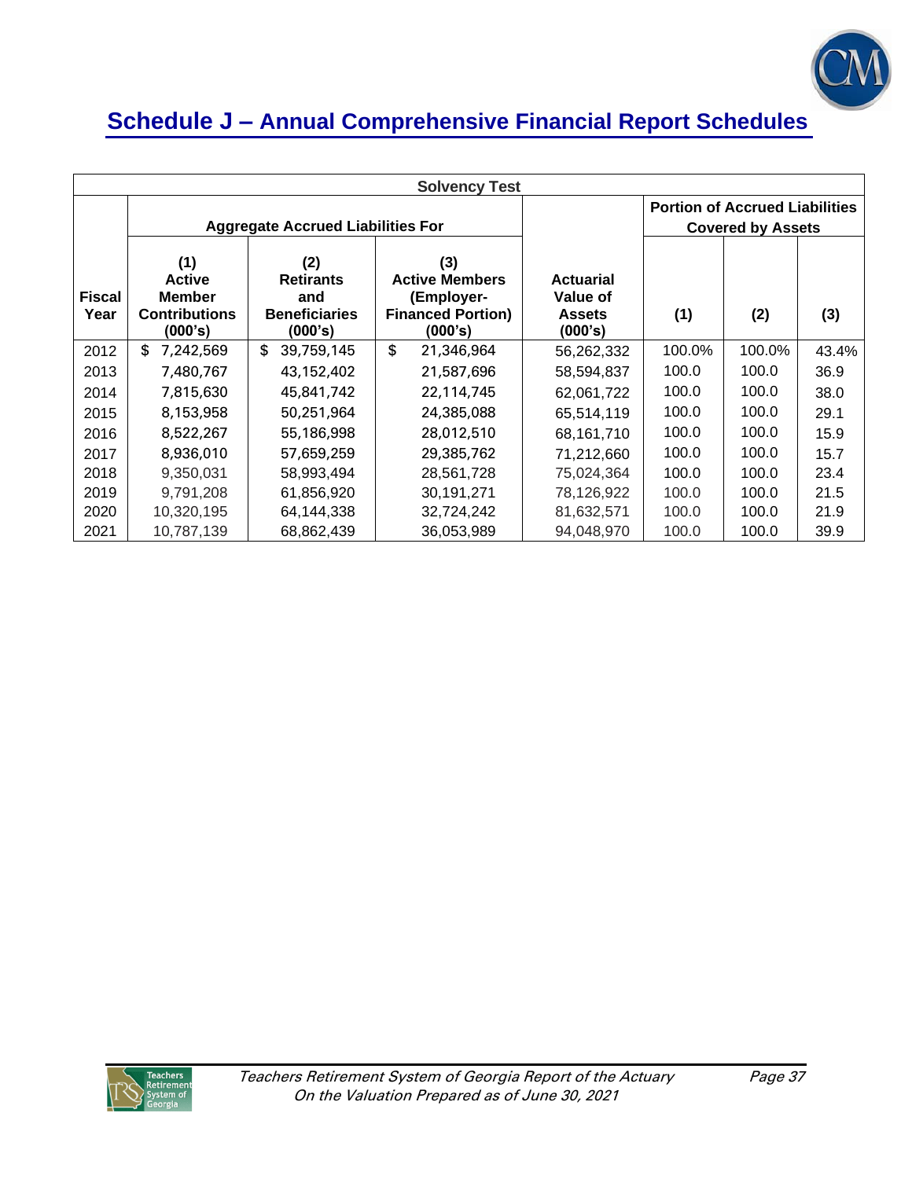## Schedule J – Annual Comprehensive Financial Report Schedules

| Solvency Test | | | | | | | |
|---|---|---|---|---|---|---|---|
| | Aggregate Accrued Liabilities For | | | | Portion of Accrued Liabilities Covered by Assets | | |
| Fiscal Year | (1) Active Member Contributions (000's) | (2) Retirants and Beneficiaries (000's) | (3) Active Members (Employer-Financed Portion) (000's) | Actuarial Value of Assets (000's) | (1) | (2) | (3) |
| 2012 | $ 7,242,569 | $ 39,759,145 | $ 21,346,964 | 56,262,332 | 100.0% | 100.0% | 43.4% |
| 2013 | 7,480,767 | 43,152,402 | 21,587,696 | 58,594,837 | 100.0 | 100.0 | 36.9 |
| 2014 | 7,815,630 | 45,841,742 | 22,114,745 | 62,061,722 | 100.0 | 100.0 | 38.0 |
| 2015 | 8,153,958 | 50,251,964 | 24,385,088 | 65,514,119 | 100.0 | 100.0 | 29.1 |
| 2016 | 8,522,267 | 55,186,998 | 28,012,510 | 68,161,710 | 100.0 | 100.0 | 15.9 |
| 2017 | 8,936,010 | 57,659,259 | 29,385,762 | 71,212,660 | 100.0 | 100.0 | 15.7 |
| 2018 | 9,350,031 | 58,993,494 | 28,561,728 | 75,024,364 | 100.0 | 100.0 | 23.4 |
| 2019 | 9,791,208 | 61,856,920 | 30,191,271 | 78,126,922 | 100.0 | 100.0 | 21.5 |
| 2020 | 10,320,195 | 64,144,338 | 32,724,242 | 81,632,571 | 100.0 | 100.0 | 21.9 |
| 2021 | 10,787,139 | 68,862,439 | 36,053,989 | 94,048,970 | 100.0 | 100.0 | 39.9 |